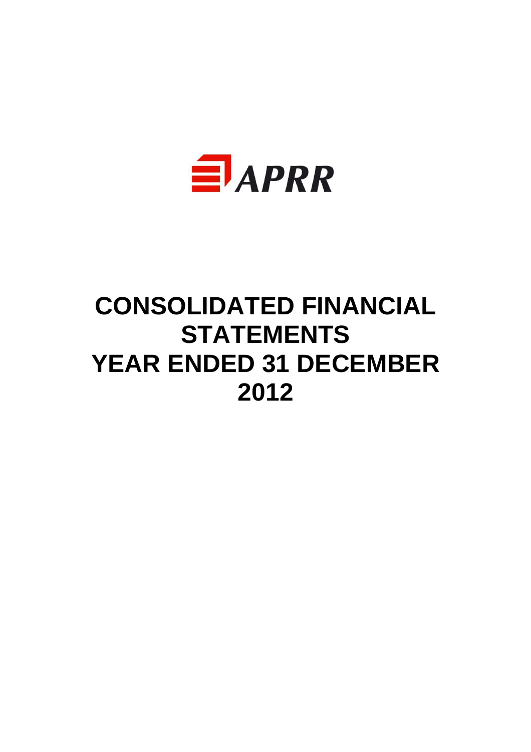APRR

# CONSOLIDATED FINANCIAL STATEMENTS
# YEAR ENDED 31 DECEMBER 2012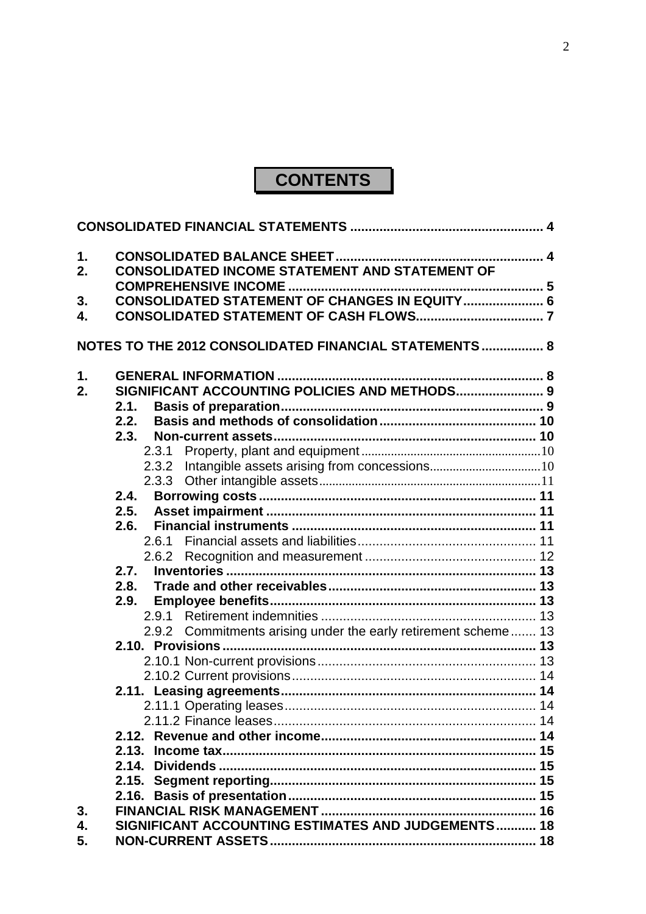# CONTENTS

**CONSOLIDATED FINANCIAL STATEMENTS ..................................................... 4**

**1. CONSOLIDATED BALANCE SHEET........................................................ 4**
**2. CONSOLIDATED INCOME STATEMENT AND STATEMENT OF COMPREHENSIVE INCOME ...................................................................... 5**
**3. CONSOLIDATED STATEMENT OF CHANGES IN EQUITY...................... 6**
**4. CONSOLIDATED STATEMENT OF CASH FLOWS................................... 7**

**NOTES TO THE 2012 CONSOLIDATED FINANCIAL STATEMENTS ................. 8**

**1. GENERAL INFORMATION ........................................................................ 8**
**2. SIGNIFICANT ACCOUNTING POLICIES AND METHODS........................ 9**
- **2.1. Basis of preparation....................................................................... 9**
- **2.2. Basis and methods of consolidation........................................... 10**
- **2.3. Non-current assets....................................................................... 10**
  - 2.3.1 Property, plant and equipment......................................................10
  - 2.3.2 Intangible assets arising from concessions.................................10
  - 2.3.3 Other intangible assets..................................................................11
- **2.4. Borrowing costs........................................................................... 11**
- **2.5. Asset impairment ......................................................................... 11**
- **2.6. Financial instruments .................................................................. 11**
  - 2.6.1 Financial assets and liabilities................................................. 11
  - 2.6.2 Recognition and measurement ............................................... 12
- **2.7. Inventories .................................................................................... 13**
- **2.8. Trade and other receivables......................................................... 13**
- **2.9. Employee benefits......................................................................... 13**
  - 2.9.1 Retirement indemnities ............................................................ 13
  - 2.9.2 Commitments arising under the early retirement scheme....... 13
- **2.10. Provisions...................................................................................... 13**
  - 2.10.1 Non-current provisions............................................................ 13
  - 2.10.2 Current provisions................................................................... 14
- **2.11. Leasing agreements..................................................................... 14**
  - 2.11.1 Operating leases..................................................................... 14
  - 2.11.2 Finance leases........................................................................ 14
- **2.12. Revenue and other income.......................................................... 14**
- **2.13. Income tax..................................................................................... 15**
- **2.14. Dividends ...................................................................................... 15**
- **2.15. Segment reporting......................................................................... 15**
- **2.16. Basis of presentation.................................................................... 15**

**3. FINANCIAL RISK MANAGEMENT .......................................................... 16**
**4. SIGNIFICANT ACCOUNTING ESTIMATES AND JUDGEMENTS........... 18**
**5. NON-CURRENT ASSETS......................................................................... 18**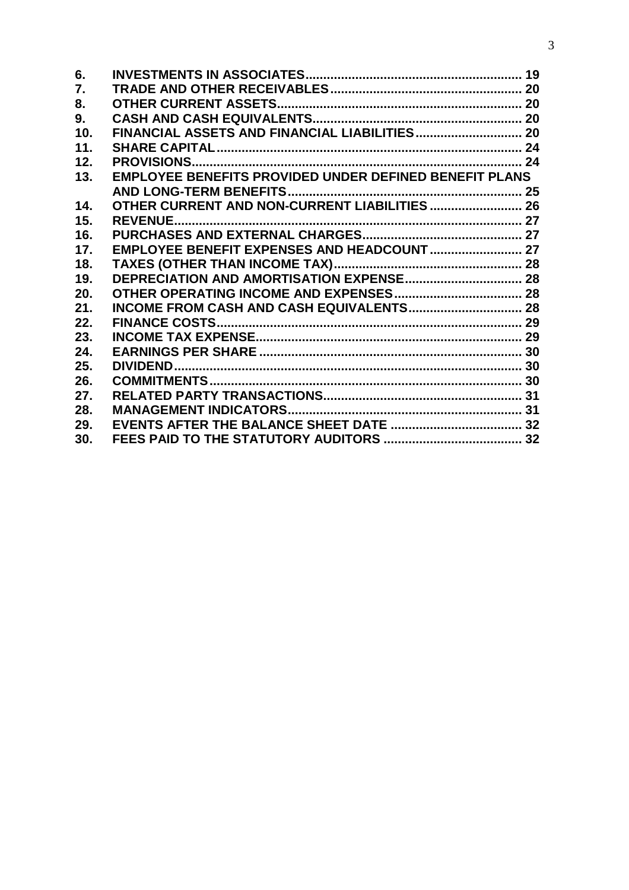| | | |
|---|---|---|
| **6.** | **INVESTMENTS IN ASSOCIATES** | **19** |
| **7.** | **TRADE AND OTHER RECEIVABLES** | **20** |
| **8.** | **OTHER CURRENT ASSETS** | **20** |
| **9.** | **CASH AND CASH EQUIVALENTS** | **20** |
| **10.** | **FINANCIAL ASSETS AND FINANCIAL LIABILITIES** | **20** |
| **11.** | **SHARE CAPITAL** | **24** |
| **12.** | **PROVISIONS** | **24** |
| **13.** | **EMPLOYEE BENEFITS PROVIDED UNDER DEFINED BENEFIT PLANS AND LONG-TERM BENEFITS** | **25** |
| **14.** | **OTHER CURRENT AND NON-CURRENT LIABILITIES** | **26** |
| **15.** | **REVENUE** | **27** |
| **16.** | **PURCHASES AND EXTERNAL CHARGES** | **27** |
| **17.** | **EMPLOYEE BENEFIT EXPENSES AND HEADCOUNT** | **27** |
| **18.** | **TAXES (OTHER THAN INCOME TAX)** | **28** |
| **19.** | **DEPRECIATION AND AMORTISATION EXPENSE** | **28** |
| **20.** | **OTHER OPERATING INCOME AND EXPENSES** | **28** |
| **21.** | **INCOME FROM CASH AND CASH EQUIVALENTS** | **28** |
| **22.** | **FINANCE COSTS** | **29** |
| **23.** | **INCOME TAX EXPENSE** | **29** |
| **24.** | **EARNINGS PER SHARE** | **30** |
| **25.** | **DIVIDEND** | **30** |
| **26.** | **COMMITMENTS** | **30** |
| **27.** | **RELATED PARTY TRANSACTIONS** | **31** |
| **28.** | **MANAGEMENT INDICATORS** | **31** |
| **29.** | **EVENTS AFTER THE BALANCE SHEET DATE** | **32** |
| **30.** | **FEES PAID TO THE STATUTORY AUDITORS** | **32** |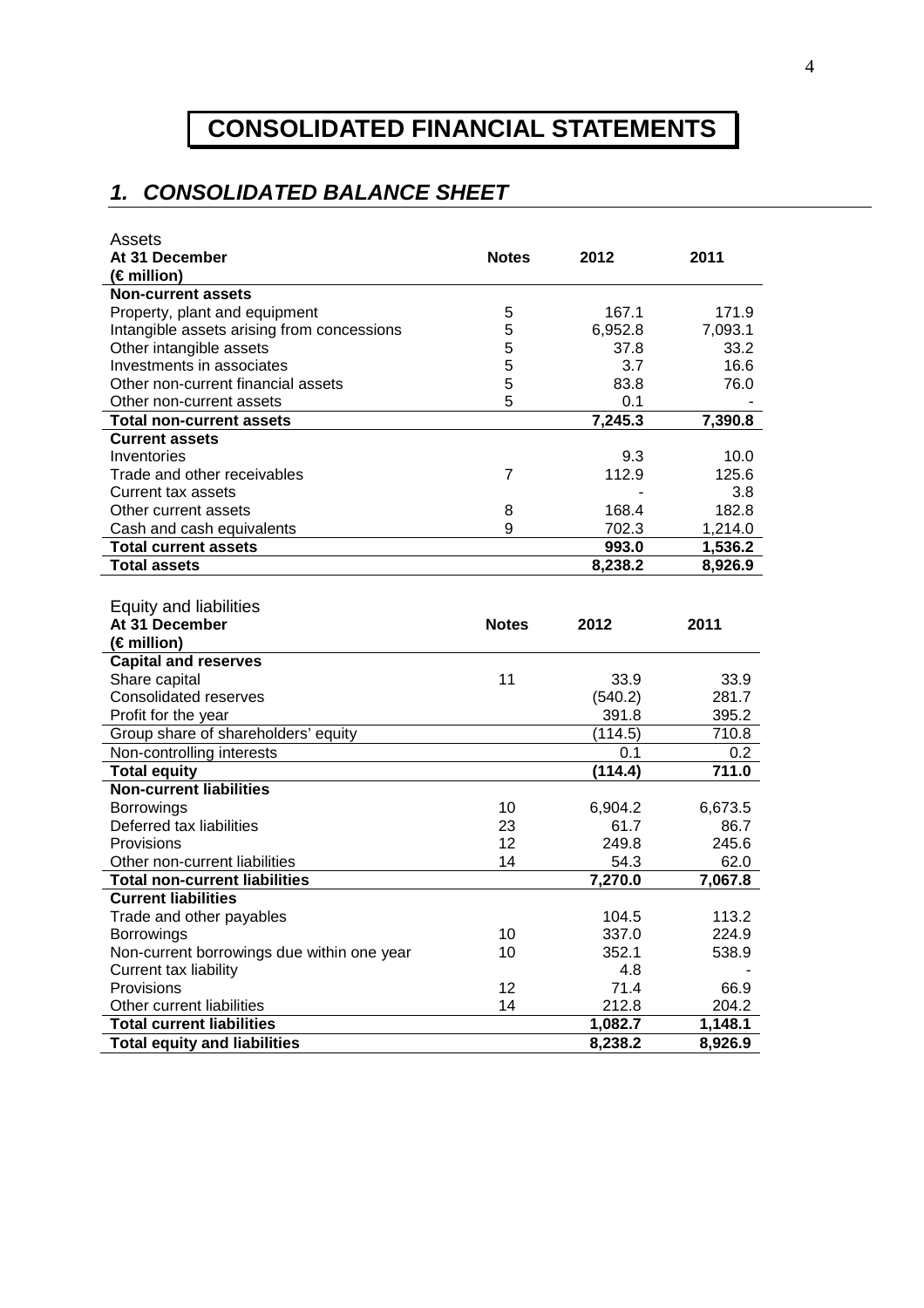# CONSOLIDATED FINANCIAL STATEMENTS

## *1. CONSOLIDATED BALANCE SHEET*

| Assets<br>**At 31 December**<br>**(€ million)** | **Notes** | **2012** | **2011** |
|---|---|---|---|
| **Non-current assets** | | | |
| Property, plant and equipment | 5 | 167.1 | 171.9 |
| Intangible assets arising from concessions | 5 | 6,952.8 | 7,093.1 |
| Other intangible assets | 5 | 37.8 | 33.2 |
| Investments in associates | 5 | 3.7 | 16.6 |
| Other non-current financial assets | 5 | 83.8 | 76.0 |
| Other non-current assets | 5 | 0.1 | - |
| **Total non-current assets** | | **7,245.3** | **7,390.8** |
| **Current assets** | | | |
| Inventories | | 9.3 | 10.0 |
| Trade and other receivables | 7 | 112.9 | 125.6 |
| Current tax assets | | - | 3.8 |
| Other current assets | 8 | 168.4 | 182.8 |
| Cash and cash equivalents | 9 | 702.3 | 1,214.0 |
| **Total current assets** | | **993.0** | **1,536.2** |
| **Total assets** | | **8,238.2** | **8,926.9** |

| Equity and liabilities<br>**At 31 December**<br>**(€ million)** | **Notes** | **2012** | **2011** |
|---|---|---|---|
| **Capital and reserves** | | | |
| Share capital | 11 | 33.9 | 33.9 |
| Consolidated reserves | | (540.2) | 281.7 |
| Profit for the year | | 391.8 | 395.2 |
| Group share of shareholders' equity | | (114.5) | 710.8 |
| Non-controlling interests | | 0.1 | 0.2 |
| **Total equity** | | **(114.4)** | **711.0** |
| **Non-current liabilities** | | | |
| Borrowings | 10 | 6,904.2 | 6,673.5 |
| Deferred tax liabilities | 23 | 61.7 | 86.7 |
| Provisions | 12 | 249.8 | 245.6 |
| Other non-current liabilities | 14 | 54.3 | 62.0 |
| **Total non-current liabilities** | | **7,270.0** | **7,067.8** |
| **Current liabilities** | | | |
| Trade and other payables | | 104.5 | 113.2 |
| Borrowings | 10 | 337.0 | 224.9 |
| Non-current borrowings due within one year | 10 | 352.1 | 538.9 |
| Current tax liability | | 4.8 | - |
| Provisions | 12 | 71.4 | 66.9 |
| Other current liabilities | 14 | 212.8 | 204.2 |
| **Total current liabilities** | | **1,082.7** | **1,148.1** |
| **Total equity and liabilities** | | **8,238.2** | **8,926.9** |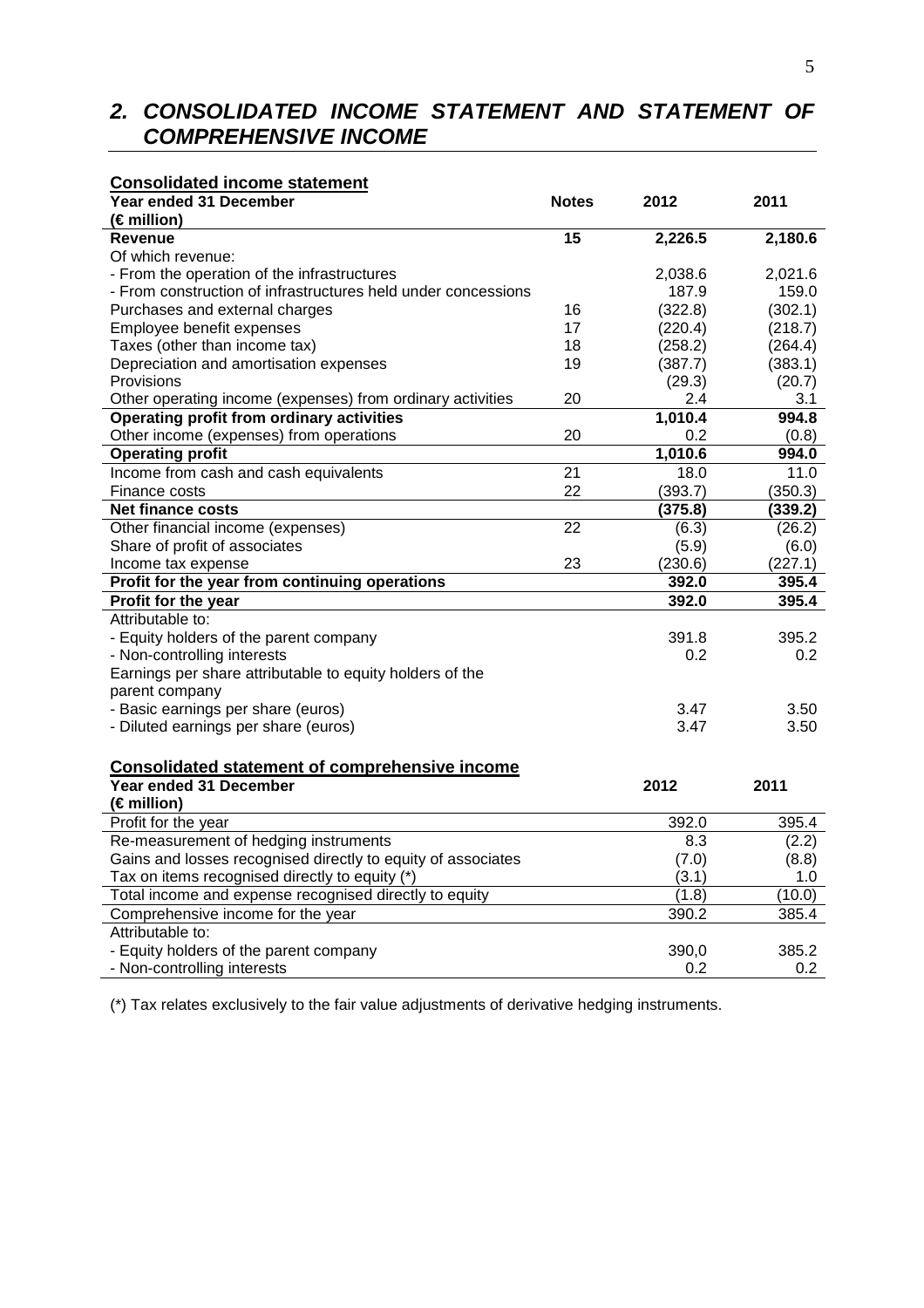## *2. CONSOLIDATED INCOME STATEMENT AND STATEMENT OF COMPREHENSIVE INCOME*

**Consolidated income statement**

| **Year ended 31 December (€ million)** | **Notes** | **2012** | **2011** |
|---|---|---|---|
| **Revenue** | **15** | **2,226.5** | **2,180.6** |
| Of which revenue: | | | |
| - From the operation of the infrastructures | | 2,038.6 | 2,021.6 |
| - From construction of infrastructures held under concessions | | 187.9 | 159.0 |
| Purchases and external charges | 16 | (322.8) | (302.1) |
| Employee benefit expenses | 17 | (220.4) | (218.7) |
| Taxes (other than income tax) | 18 | (258.2) | (264.4) |
| Depreciation and amortisation expenses | 19 | (387.7) | (383.1) |
| Provisions | | (29.3) | (20.7) |
| Other operating income (expenses) from ordinary activities | 20 | 2.4 | 3.1 |
| **Operating profit from ordinary activities** | | **1,010.4** | **994.8** |
| Other income (expenses) from operations | 20 | 0.2 | (0.8) |
| **Operating profit** | | **1,010.6** | **994.0** |
| Income from cash and cash equivalents | 21 | 18.0 | 11.0 |
| Finance costs | 22 | (393.7) | (350.3) |
| **Net finance costs** | | **(375.8)** | **(339.2)** |
| Other financial income (expenses) | 22 | (6.3) | (26.2) |
| Share of profit of associates | | (5.9) | (6.0) |
| Income tax expense | 23 | (230.6) | (227.1) |
| **Profit for the year from continuing operations** | | **392.0** | **395.4** |
| **Profit for the year** | | **392.0** | **395.4** |
| Attributable to: | | | |
| - Equity holders of the parent company | | 391.8 | 395.2 |
| - Non-controlling interests | | 0.2 | 0.2 |
| Earnings per share attributable to equity holders of the parent company | | | |
| - Basic earnings per share (euros) | | 3.47 | 3.50 |
| - Diluted earnings per share (euros) | | 3.47 | 3.50 |

**Consolidated statement of comprehensive income**

| **Year ended 31 December (€ million)** | **2012** | **2011** |
|---|---|---|
| Profit for the year | 392.0 | 395.4 |
| Re-measurement of hedging instruments | 8.3 | (2.2) |
| Gains and losses recognised directly to equity of associates | (7.0) | (8.8) |
| Tax on items recognised directly to equity (*) | (3.1) | 1.0 |
| Total income and expense recognised directly to equity | (1.8) | (10.0) |
| Comprehensive income for the year | 390.2 | 385.4 |
| Attributable to: | | |
| - Equity holders of the parent company | 390,0 | 385.2 |
| - Non-controlling interests | 0.2 | 0.2 |

(*) Tax relates exclusively to the fair value adjustments of derivative hedging instruments.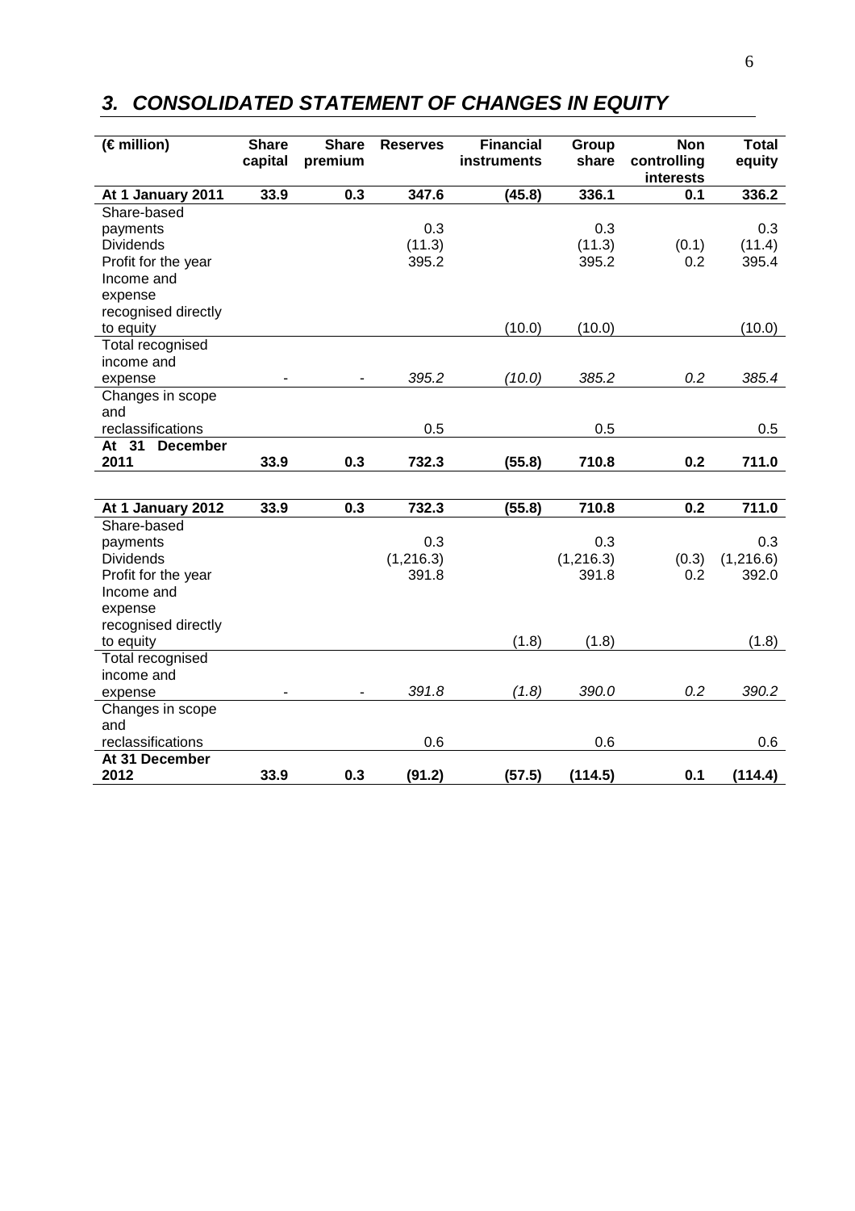## 3. CONSOLIDATED STATEMENT OF CHANGES IN EQUITY

| (€ million) | Share capital | Share premium | Reserves | Financial instruments | Group share | Non controlling interests | Total equity |
|---|---|---|---|---|---|---|---|
| **At 1 January 2011** | **33.9** | **0.3** | **347.6** | **(45.8)** | **336.1** | **0.1** | **336.2** |
| Share-based payments | | | 0.3 | | 0.3 | | 0.3 |
| Dividends | | | (11.3) | | (11.3) | (0.1) | (11.4) |
| Profit for the year | | | 395.2 | | 395.2 | 0.2 | 395.4 |
| Income and expense recognised directly to equity | | | | (10.0) | (10.0) | | (10.0) |
| Total recognised income and expense | - | - | *395.2* | *(10.0)* | *385.2* | *0.2* | *385.4* |
| Changes in scope and reclassifications | | | 0.5 | | 0.5 | | 0.5 |
| **At 31 December 2011** | **33.9** | **0.3** | **732.3** | **(55.8)** | **710.8** | **0.2** | **711.0** |
| | | | | | | | |
| **At 1 January 2012** | **33.9** | **0.3** | **732.3** | **(55.8)** | **710.8** | **0.2** | **711.0** |
| Share-based payments | | | 0.3 | | 0.3 | | 0.3 |
| Dividends | | | (1,216.3) | | (1,216.3) | (0.3) | (1,216.6) |
| Profit for the year | | | 391.8 | | 391.8 | 0.2 | 392.0 |
| Income and expense recognised directly to equity | | | | (1.8) | (1.8) | | (1.8) |
| Total recognised income and expense | - | - | *391.8* | *(1.8)* | *390.0* | *0.2* | *390.2* |
| Changes in scope and reclassifications | | | 0.6 | | 0.6 | | 0.6 |
| **At 31 December 2012** | **33.9** | **0.3** | **(91.2)** | **(57.5)** | **(114.5)** | **0.1** | **(114.4)** |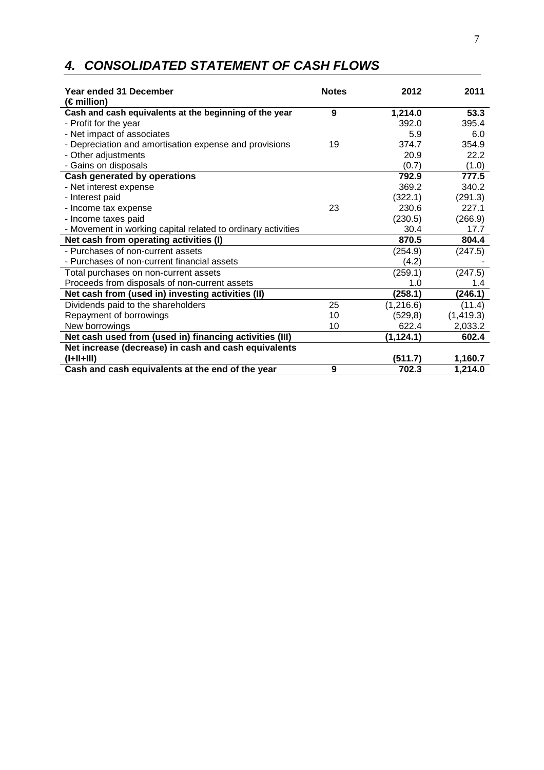## *4. CONSOLIDATED STATEMENT OF CASH FLOWS*

| **Year ended 31 December (€ million)** | **Notes** | **2012** | **2011** |
|---|---|---|---|
| **Cash and cash equivalents at the beginning of the year** | **9** | **1,214.0** | **53.3** |
| - Profit for the year | | 392.0 | 395.4 |
| - Net impact of associates | | 5.9 | 6.0 |
| - Depreciation and amortisation expense and provisions | 19 | 374.7 | 354.9 |
| - Other adjustments | | 20.9 | 22.2 |
| - Gains on disposals | | (0.7) | (1.0) |
| **Cash generated by operations** | | **792.9** | **777.5** |
| - Net interest expense | | 369.2 | 340.2 |
| - Interest paid | | (322.1) | (291.3) |
| - Income tax expense | 23 | 230.6 | 227.1 |
| - Income taxes paid | | (230.5) | (266.9) |
| - Movement in working capital related to ordinary activities | | 30.4 | 17.7 |
| **Net cash from operating activities (I)** | | **870.5** | **804.4** |
| - Purchases of non-current assets | | (254.9) | (247.5) |
| - Purchases of non-current financial assets | | (4.2) | - |
| Total purchases on non-current assets | | (259.1) | (247.5) |
| Proceeds from disposals of non-current assets | | 1.0 | 1.4 |
| **Net cash from (used in) investing activities (II)** | | **(258.1)** | **(246.1)** |
| Dividends paid to the shareholders | 25 | (1,216.6) | (11.4) |
| Repayment of borrowings | 10 | (529,8) | (1,419.3) |
| New borrowings | 10 | 622.4 | 2,033.2 |
| **Net cash used from (used in) financing activities (III)** | | **(1,124.1)** | **602.4** |
| **Net increase (decrease) in cash and cash equivalents (I+II+III)** | | **(511.7)** | **1,160.7** |
| **Cash and cash equivalents at the end of the year** | **9** | **702.3** | **1,214.0** |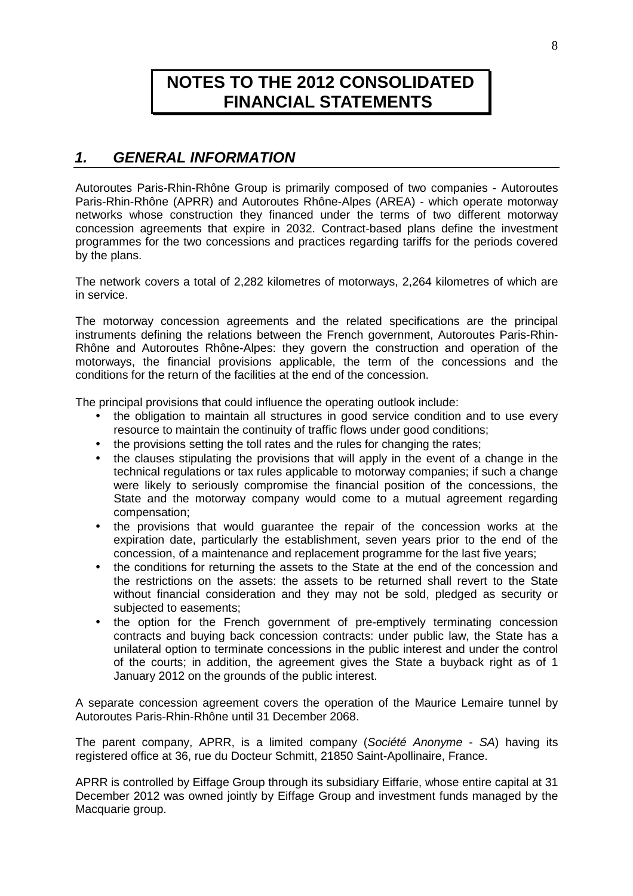# NOTES TO THE 2012 CONSOLIDATED FINANCIAL STATEMENTS

## *1. GENERAL INFORMATION*

Autoroutes Paris-Rhin-Rhône Group is primarily composed of two companies - Autoroutes Paris-Rhin-Rhône (APRR) and Autoroutes Rhône-Alpes (AREA) - which operate motorway networks whose construction they financed under the terms of two different motorway concession agreements that expire in 2032. Contract-based plans define the investment programmes for the two concessions and practices regarding tariffs for the periods covered by the plans.

The network covers a total of 2,282 kilometres of motorways, 2,264 kilometres of which are in service.

The motorway concession agreements and the related specifications are the principal instruments defining the relations between the French government, Autoroutes Paris-Rhin-Rhône and Autoroutes Rhône-Alpes: they govern the construction and operation of the motorways, the financial provisions applicable, the term of the concessions and the conditions for the return of the facilities at the end of the concession.

The principal provisions that could influence the operating outlook include:

- the obligation to maintain all structures in good service condition and to use every resource to maintain the continuity of traffic flows under good conditions;
- the provisions setting the toll rates and the rules for changing the rates;
- the clauses stipulating the provisions that will apply in the event of a change in the technical regulations or tax rules applicable to motorway companies; if such a change were likely to seriously compromise the financial position of the concessions, the State and the motorway company would come to a mutual agreement regarding compensation;
- the provisions that would guarantee the repair of the concession works at the expiration date, particularly the establishment, seven years prior to the end of the concession, of a maintenance and replacement programme for the last five years;
- the conditions for returning the assets to the State at the end of the concession and the restrictions on the assets: the assets to be returned shall revert to the State without financial consideration and they may not be sold, pledged as security or subjected to easements;
- the option for the French government of pre-emptively terminating concession contracts and buying back concession contracts: under public law, the State has a unilateral option to terminate concessions in the public interest and under the control of the courts; in addition, the agreement gives the State a buyback right as of 1 January 2012 on the grounds of the public interest.

A separate concession agreement covers the operation of the Maurice Lemaire tunnel by Autoroutes Paris-Rhin-Rhône until 31 December 2068.

The parent company, APRR, is a limited company (*Société Anonyme - SA*) having its registered office at 36, rue du Docteur Schmitt, 21850 Saint-Apollinaire, France.

APRR is controlled by Eiffage Group through its subsidiary Eiffarie, whose entire capital at 31 December 2012 was owned jointly by Eiffage Group and investment funds managed by the Macquarie group.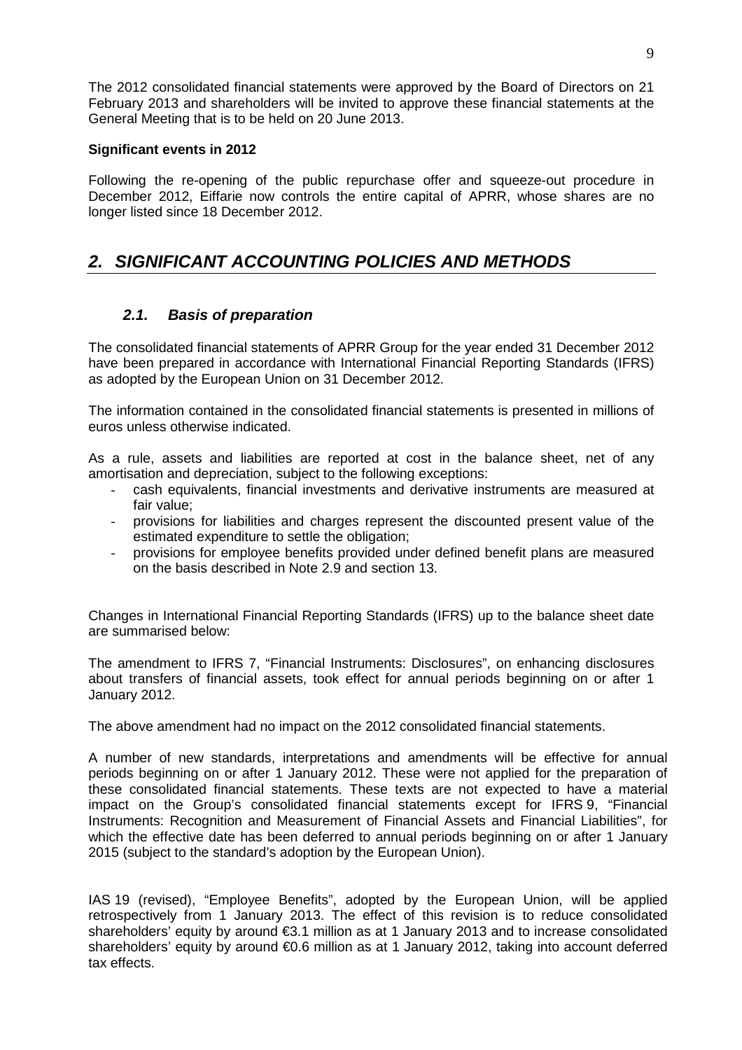The 2012 consolidated financial statements were approved by the Board of Directors on 21 February 2013 and shareholders will be invited to approve these financial statements at the General Meeting that is to be held on 20 June 2013.

**Significant events in 2012**

Following the re-opening of the public repurchase offer and squeeze-out procedure in December 2012, Eiffarie now controls the entire capital of APRR, whose shares are no longer listed since 18 December 2012.

## *2. SIGNIFICANT ACCOUNTING POLICIES AND METHODS*

### *2.1. Basis of preparation*

The consolidated financial statements of APRR Group for the year ended 31 December 2012 have been prepared in accordance with International Financial Reporting Standards (IFRS) as adopted by the European Union on 31 December 2012.

The information contained in the consolidated financial statements is presented in millions of euros unless otherwise indicated.

As a rule, assets and liabilities are reported at cost in the balance sheet, net of any amortisation and depreciation, subject to the following exceptions:

- cash equivalents, financial investments and derivative instruments are measured at fair value;
- provisions for liabilities and charges represent the discounted present value of the estimated expenditure to settle the obligation;
- provisions for employee benefits provided under defined benefit plans are measured on the basis described in Note 2.9 and section 13.

Changes in International Financial Reporting Standards (IFRS) up to the balance sheet date are summarised below:

The amendment to IFRS 7, "Financial Instruments: Disclosures", on enhancing disclosures about transfers of financial assets, took effect for annual periods beginning on or after 1 January 2012.

The above amendment had no impact on the 2012 consolidated financial statements.

A number of new standards, interpretations and amendments will be effective for annual periods beginning on or after 1 January 2012. These were not applied for the preparation of these consolidated financial statements. These texts are not expected to have a material impact on the Group's consolidated financial statements except for IFRS 9, "Financial Instruments: Recognition and Measurement of Financial Assets and Financial Liabilities", for which the effective date has been deferred to annual periods beginning on or after 1 January 2015 (subject to the standard's adoption by the European Union).

IAS 19 (revised), "Employee Benefits", adopted by the European Union, will be applied retrospectively from 1 January 2013. The effect of this revision is to reduce consolidated shareholders' equity by around €3.1 million as at 1 January 2013 and to increase consolidated shareholders' equity by around €0.6 million as at 1 January 2012, taking into account deferred tax effects.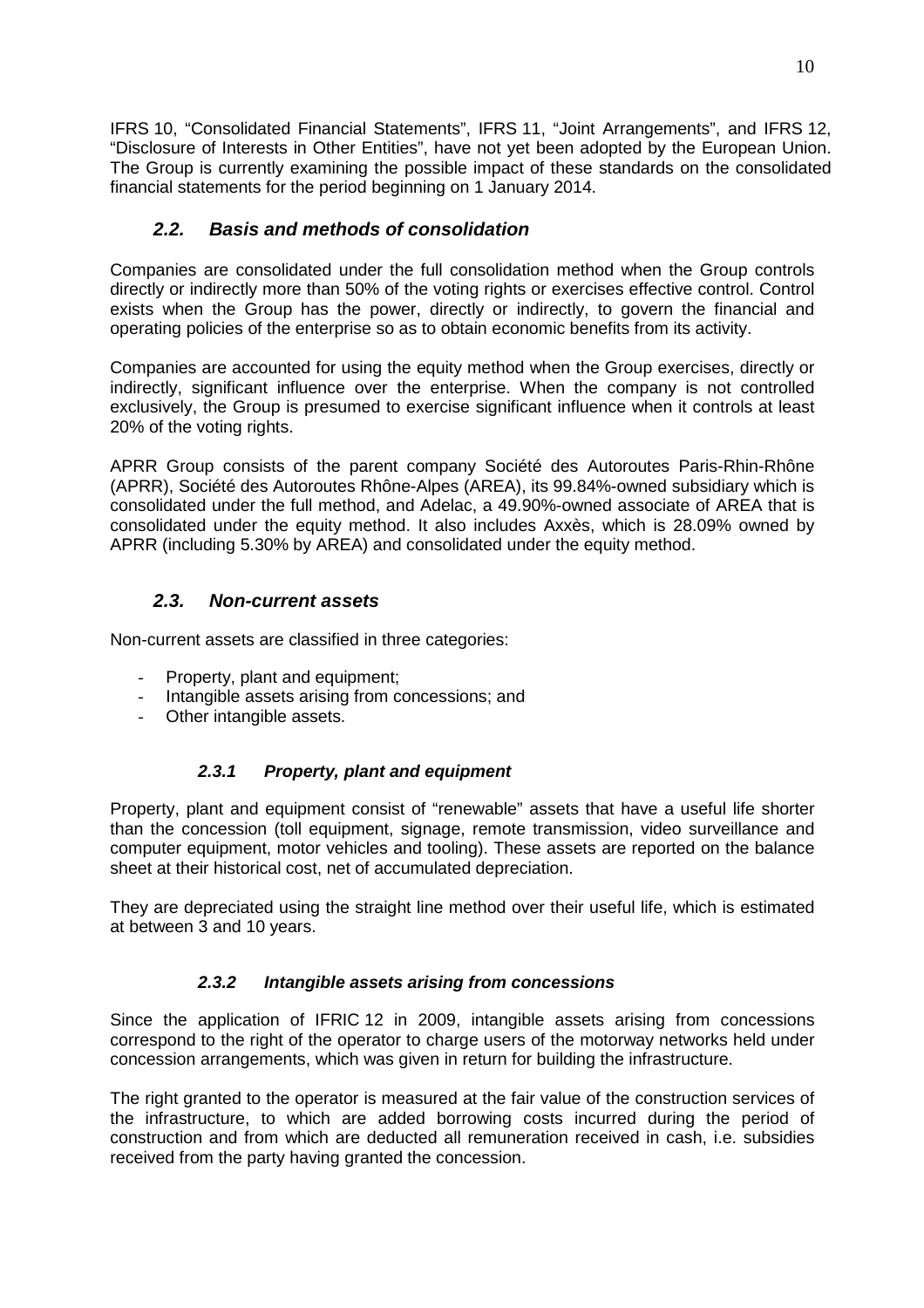IFRS 10, "Consolidated Financial Statements", IFRS 11, "Joint Arrangements", and IFRS 12, "Disclosure of Interests in Other Entities", have not yet been adopted by the European Union. The Group is currently examining the possible impact of these standards on the consolidated financial statements for the period beginning on 1 January 2014.

## *2.2. Basis and methods of consolidation*

Companies are consolidated under the full consolidation method when the Group controls directly or indirectly more than 50% of the voting rights or exercises effective control. Control exists when the Group has the power, directly or indirectly, to govern the financial and operating policies of the enterprise so as to obtain economic benefits from its activity.

Companies are accounted for using the equity method when the Group exercises, directly or indirectly, significant influence over the enterprise. When the company is not controlled exclusively, the Group is presumed to exercise significant influence when it controls at least 20% of the voting rights.

APRR Group consists of the parent company Société des Autoroutes Paris-Rhin-Rhône (APRR), Société des Autoroutes Rhône-Alpes (AREA), its 99.84%-owned subsidiary which is consolidated under the full method, and Adelac, a 49.90%-owned associate of AREA that is consolidated under the equity method. It also includes Axxès, which is 28.09% owned by APRR (including 5.30% by AREA) and consolidated under the equity method.

## *2.3. Non-current assets*

Non-current assets are classified in three categories:

- Property, plant and equipment;
- Intangible assets arising from concessions; and
- Other intangible assets.

### *2.3.1 Property, plant and equipment*

Property, plant and equipment consist of "renewable" assets that have a useful life shorter than the concession (toll equipment, signage, remote transmission, video surveillance and computer equipment, motor vehicles and tooling). These assets are reported on the balance sheet at their historical cost, net of accumulated depreciation.

They are depreciated using the straight line method over their useful life, which is estimated at between 3 and 10 years.

### *2.3.2 Intangible assets arising from concessions*

Since the application of IFRIC 12 in 2009, intangible assets arising from concessions correspond to the right of the operator to charge users of the motorway networks held under concession arrangements, which was given in return for building the infrastructure.

The right granted to the operator is measured at the fair value of the construction services of the infrastructure, to which are added borrowing costs incurred during the period of construction and from which are deducted all remuneration received in cash, i.e. subsidies received from the party having granted the concession.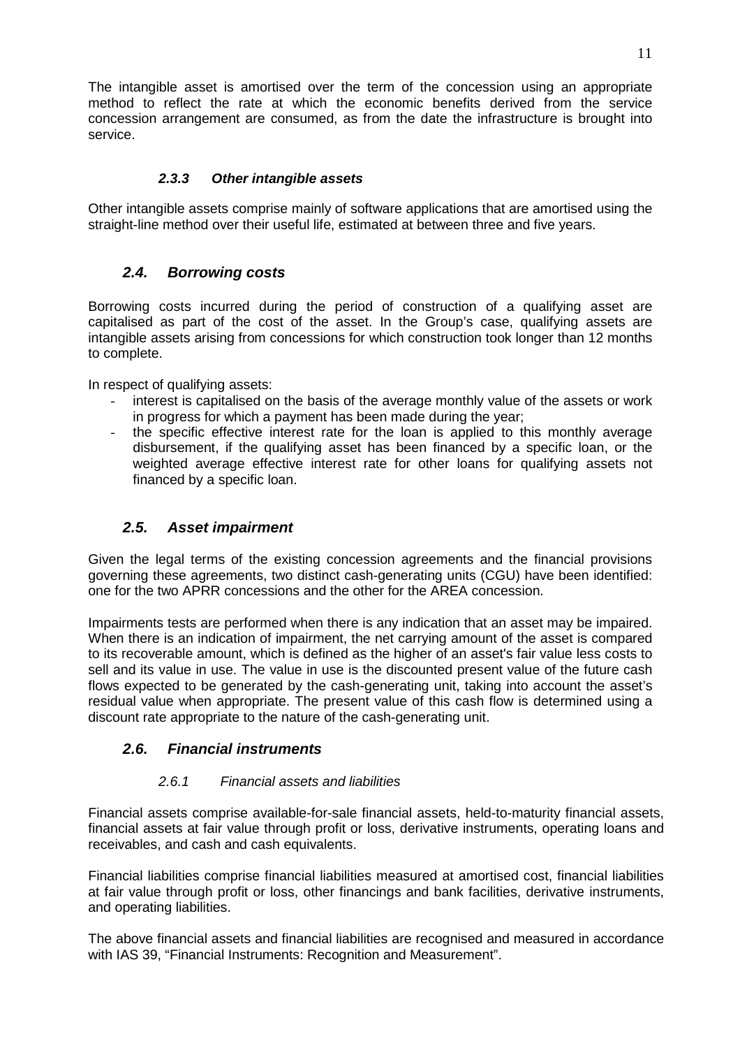The intangible asset is amortised over the term of the concession using an appropriate method to reflect the rate at which the economic benefits derived from the service concession arrangement are consumed, as from the date the infrastructure is brought into service.

#### *2.3.3 Other intangible assets*

Other intangible assets comprise mainly of software applications that are amortised using the straight-line method over their useful life, estimated at between three and five years.

### *2.4. Borrowing costs*

Borrowing costs incurred during the period of construction of a qualifying asset are capitalised as part of the cost of the asset. In the Group's case, qualifying assets are intangible assets arising from concessions for which construction took longer than 12 months to complete.

In respect of qualifying assets:

- interest is capitalised on the basis of the average monthly value of the assets or work in progress for which a payment has been made during the year;
- the specific effective interest rate for the loan is applied to this monthly average disbursement, if the qualifying asset has been financed by a specific loan, or the weighted average effective interest rate for other loans for qualifying assets not financed by a specific loan.

### *2.5. Asset impairment*

Given the legal terms of the existing concession agreements and the financial provisions governing these agreements, two distinct cash-generating units (CGU) have been identified: one for the two APRR concessions and the other for the AREA concession.

Impairments tests are performed when there is any indication that an asset may be impaired. When there is an indication of impairment, the net carrying amount of the asset is compared to its recoverable amount, which is defined as the higher of an asset's fair value less costs to sell and its value in use. The value in use is the discounted present value of the future cash flows expected to be generated by the cash-generating unit, taking into account the asset's residual value when appropriate. The present value of this cash flow is determined using a discount rate appropriate to the nature of the cash-generating unit.

### *2.6. Financial instruments*

#### *2.6.1 Financial assets and liabilities*

Financial assets comprise available-for-sale financial assets, held-to-maturity financial assets, financial assets at fair value through profit or loss, derivative instruments, operating loans and receivables, and cash and cash equivalents.

Financial liabilities comprise financial liabilities measured at amortised cost, financial liabilities at fair value through profit or loss, other financings and bank facilities, derivative instruments, and operating liabilities.

The above financial assets and financial liabilities are recognised and measured in accordance with IAS 39, "Financial Instruments: Recognition and Measurement".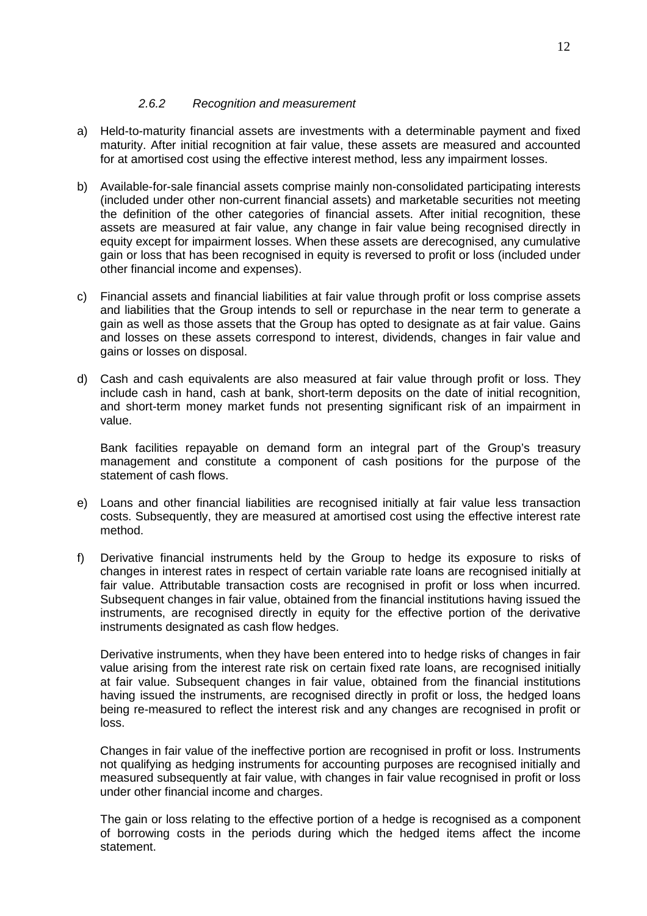### *2.6.2 Recognition and measurement*

a) Held-to-maturity financial assets are investments with a determinable payment and fixed maturity. After initial recognition at fair value, these assets are measured and accounted for at amortised cost using the effective interest method, less any impairment losses.

b) Available-for-sale financial assets comprise mainly non-consolidated participating interests (included under other non-current financial assets) and marketable securities not meeting the definition of the other categories of financial assets. After initial recognition, these assets are measured at fair value, any change in fair value being recognised directly in equity except for impairment losses. When these assets are derecognised, any cumulative gain or loss that has been recognised in equity is reversed to profit or loss (included under other financial income and expenses).

c) Financial assets and financial liabilities at fair value through profit or loss comprise assets and liabilities that the Group intends to sell or repurchase in the near term to generate a gain as well as those assets that the Group has opted to designate as at fair value. Gains and losses on these assets correspond to interest, dividends, changes in fair value and gains or losses on disposal.

d) Cash and cash equivalents are also measured at fair value through profit or loss. They include cash in hand, cash at bank, short-term deposits on the date of initial recognition, and short-term money market funds not presenting significant risk of an impairment in value.

   Bank facilities repayable on demand form an integral part of the Group's treasury management and constitute a component of cash positions for the purpose of the statement of cash flows.

e) Loans and other financial liabilities are recognised initially at fair value less transaction costs. Subsequently, they are measured at amortised cost using the effective interest rate method.

f) Derivative financial instruments held by the Group to hedge its exposure to risks of changes in interest rates in respect of certain variable rate loans are recognised initially at fair value. Attributable transaction costs are recognised in profit or loss when incurred. Subsequent changes in fair value, obtained from the financial institutions having issued the instruments, are recognised directly in equity for the effective portion of the derivative instruments designated as cash flow hedges.

   Derivative instruments, when they have been entered into to hedge risks of changes in fair value arising from the interest rate risk on certain fixed rate loans, are recognised initially at fair value. Subsequent changes in fair value, obtained from the financial institutions having issued the instruments, are recognised directly in profit or loss, the hedged loans being re-measured to reflect the interest risk and any changes are recognised in profit or loss.

   Changes in fair value of the ineffective portion are recognised in profit or loss. Instruments not qualifying as hedging instruments for accounting purposes are recognised initially and measured subsequently at fair value, with changes in fair value recognised in profit or loss under other financial income and charges.

   The gain or loss relating to the effective portion of a hedge is recognised as a component of borrowing costs in the periods during which the hedged items affect the income statement.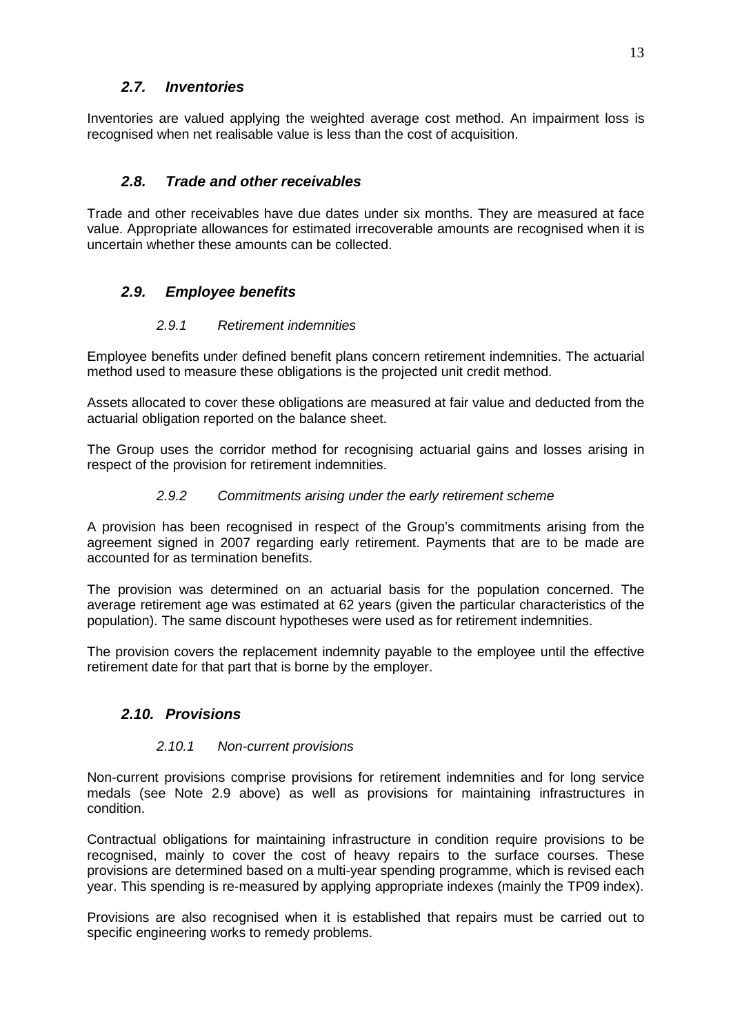### *2.7. Inventories*

Inventories are valued applying the weighted average cost method. An impairment loss is recognised when net realisable value is less than the cost of acquisition.

### *2.8. Trade and other receivables*

Trade and other receivables have due dates under six months. They are measured at face value. Appropriate allowances for estimated irrecoverable amounts are recognised when it is uncertain whether these amounts can be collected.

### *2.9. Employee benefits*

#### *2.9.1 Retirement indemnities*

Employee benefits under defined benefit plans concern retirement indemnities. The actuarial method used to measure these obligations is the projected unit credit method.

Assets allocated to cover these obligations are measured at fair value and deducted from the actuarial obligation reported on the balance sheet.

The Group uses the corridor method for recognising actuarial gains and losses arising in respect of the provision for retirement indemnities.

#### *2.9.2 Commitments arising under the early retirement scheme*

A provision has been recognised in respect of the Group's commitments arising from the agreement signed in 2007 regarding early retirement. Payments that are to be made are accounted for as termination benefits.

The provision was determined on an actuarial basis for the population concerned. The average retirement age was estimated at 62 years (given the particular characteristics of the population). The same discount hypotheses were used as for retirement indemnities.

The provision covers the replacement indemnity payable to the employee until the effective retirement date for that part that is borne by the employer.

### *2.10. Provisions*

#### *2.10.1 Non-current provisions*

Non-current provisions comprise provisions for retirement indemnities and for long service medals (see Note 2.9 above) as well as provisions for maintaining infrastructures in condition.

Contractual obligations for maintaining infrastructure in condition require provisions to be recognised, mainly to cover the cost of heavy repairs to the surface courses. These provisions are determined based on a multi-year spending programme, which is revised each year. This spending is re-measured by applying appropriate indexes (mainly the TP09 index).

Provisions are also recognised when it is established that repairs must be carried out to specific engineering works to remedy problems.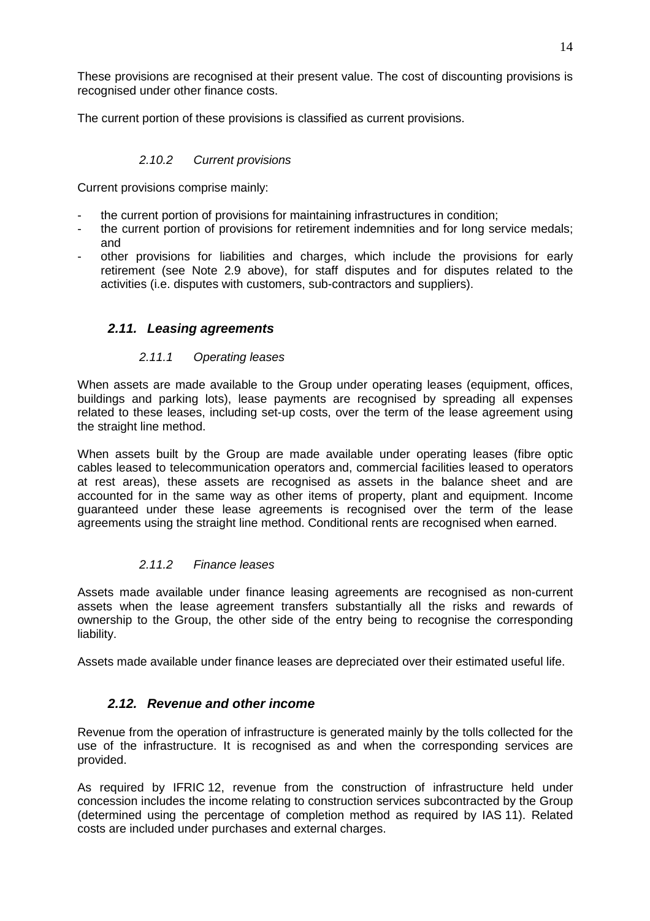These provisions are recognised at their present value. The cost of discounting provisions is recognised under other finance costs.

The current portion of these provisions is classified as current provisions.

#### *2.10.2 Current provisions*

Current provisions comprise mainly:

- the current portion of provisions for maintaining infrastructures in condition;
- the current portion of provisions for retirement indemnities and for long service medals; and
- other provisions for liabilities and charges, which include the provisions for early retirement (see Note 2.9 above), for staff disputes and for disputes related to the activities (i.e. disputes with customers, sub-contractors and suppliers).

### ***2.11. Leasing agreements***

#### *2.11.1 Operating leases*

When assets are made available to the Group under operating leases (equipment, offices, buildings and parking lots), lease payments are recognised by spreading all expenses related to these leases, including set-up costs, over the term of the lease agreement using the straight line method.

When assets built by the Group are made available under operating leases (fibre optic cables leased to telecommunication operators and, commercial facilities leased to operators at rest areas), these assets are recognised as assets in the balance sheet and are accounted for in the same way as other items of property, plant and equipment. Income guaranteed under these lease agreements is recognised over the term of the lease agreements using the straight line method. Conditional rents are recognised when earned.

#### *2.11.2 Finance leases*

Assets made available under finance leasing agreements are recognised as non-current assets when the lease agreement transfers substantially all the risks and rewards of ownership to the Group, the other side of the entry being to recognise the corresponding liability.

Assets made available under finance leases are depreciated over their estimated useful life.

### ***2.12. Revenue and other income***

Revenue from the operation of infrastructure is generated mainly by the tolls collected for the use of the infrastructure. It is recognised as and when the corresponding services are provided.

As required by IFRIC 12, revenue from the construction of infrastructure held under concession includes the income relating to construction services subcontracted by the Group (determined using the percentage of completion method as required by IAS 11). Related costs are included under purchases and external charges.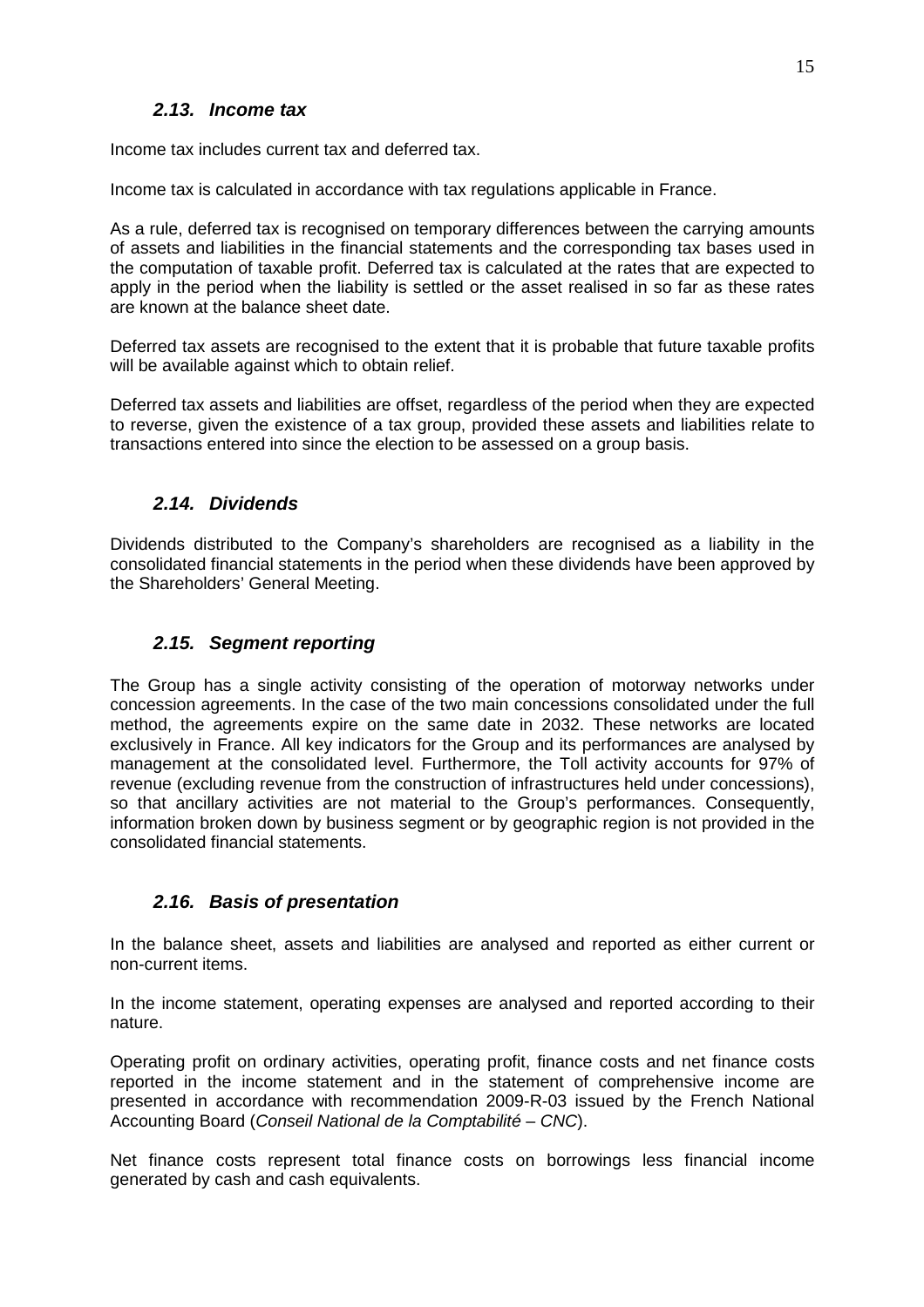### *2.13. Income tax*

Income tax includes current tax and deferred tax.

Income tax is calculated in accordance with tax regulations applicable in France.

As a rule, deferred tax is recognised on temporary differences between the carrying amounts of assets and liabilities in the financial statements and the corresponding tax bases used in the computation of taxable profit. Deferred tax is calculated at the rates that are expected to apply in the period when the liability is settled or the asset realised in so far as these rates are known at the balance sheet date.

Deferred tax assets are recognised to the extent that it is probable that future taxable profits will be available against which to obtain relief.

Deferred tax assets and liabilities are offset, regardless of the period when they are expected to reverse, given the existence of a tax group, provided these assets and liabilities relate to transactions entered into since the election to be assessed on a group basis.

### *2.14. Dividends*

Dividends distributed to the Company's shareholders are recognised as a liability in the consolidated financial statements in the period when these dividends have been approved by the Shareholders' General Meeting.

### *2.15. Segment reporting*

The Group has a single activity consisting of the operation of motorway networks under concession agreements. In the case of the two main concessions consolidated under the full method, the agreements expire on the same date in 2032. These networks are located exclusively in France. All key indicators for the Group and its performances are analysed by management at the consolidated level. Furthermore, the Toll activity accounts for 97% of revenue (excluding revenue from the construction of infrastructures held under concessions), so that ancillary activities are not material to the Group's performances. Consequently, information broken down by business segment or by geographic region is not provided in the consolidated financial statements.

### *2.16. Basis of presentation*

In the balance sheet, assets and liabilities are analysed and reported as either current or non-current items.

In the income statement, operating expenses are analysed and reported according to their nature.

Operating profit on ordinary activities, operating profit, finance costs and net finance costs reported in the income statement and in the statement of comprehensive income are presented in accordance with recommendation 2009-R-03 issued by the French National Accounting Board (*Conseil National de la Comptabilité – CNC*).

Net finance costs represent total finance costs on borrowings less financial income generated by cash and cash equivalents.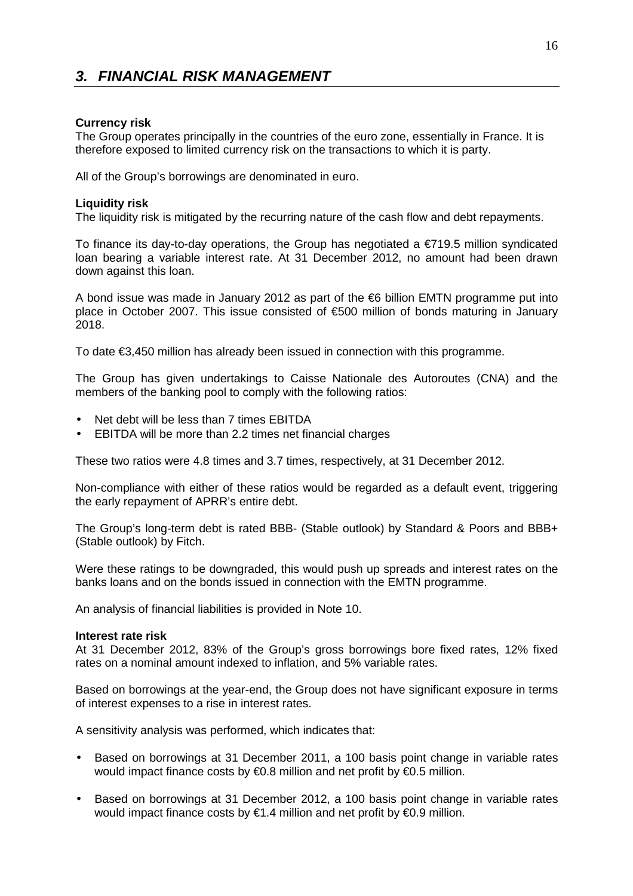## 3. FINANCIAL RISK MANAGEMENT

**Currency risk**
The Group operates principally in the countries of the euro zone, essentially in France. It is therefore exposed to limited currency risk on the transactions to which it is party.

All of the Group's borrowings are denominated in euro.

**Liquidity risk**
The liquidity risk is mitigated by the recurring nature of the cash flow and debt repayments.

To finance its day-to-day operations, the Group has negotiated a €719.5 million syndicated loan bearing a variable interest rate. At 31 December 2012, no amount had been drawn down against this loan.

A bond issue was made in January 2012 as part of the €6 billion EMTN programme put into place in October 2007. This issue consisted of €500 million of bonds maturing in January 2018.

To date €3,450 million has already been issued in connection with this programme.

The Group has given undertakings to Caisse Nationale des Autoroutes (CNA) and the members of the banking pool to comply with the following ratios:

- Net debt will be less than 7 times EBITDA
- EBITDA will be more than 2.2 times net financial charges

These two ratios were 4.8 times and 3.7 times, respectively, at 31 December 2012.

Non-compliance with either of these ratios would be regarded as a default event, triggering the early repayment of APRR's entire debt.

The Group's long-term debt is rated BBB- (Stable outlook) by Standard & Poors and BBB+ (Stable outlook) by Fitch.

Were these ratings to be downgraded, this would push up spreads and interest rates on the banks loans and on the bonds issued in connection with the EMTN programme.

An analysis of financial liabilities is provided in Note 10.

**Interest rate risk**
At 31 December 2012, 83% of the Group's gross borrowings bore fixed rates, 12% fixed rates on a nominal amount indexed to inflation, and 5% variable rates.

Based on borrowings at the year-end, the Group does not have significant exposure in terms of interest expenses to a rise in interest rates.

A sensitivity analysis was performed, which indicates that:

- Based on borrowings at 31 December 2011, a 100 basis point change in variable rates would impact finance costs by €0.8 million and net profit by €0.5 million.
- Based on borrowings at 31 December 2012, a 100 basis point change in variable rates would impact finance costs by €1.4 million and net profit by €0.9 million.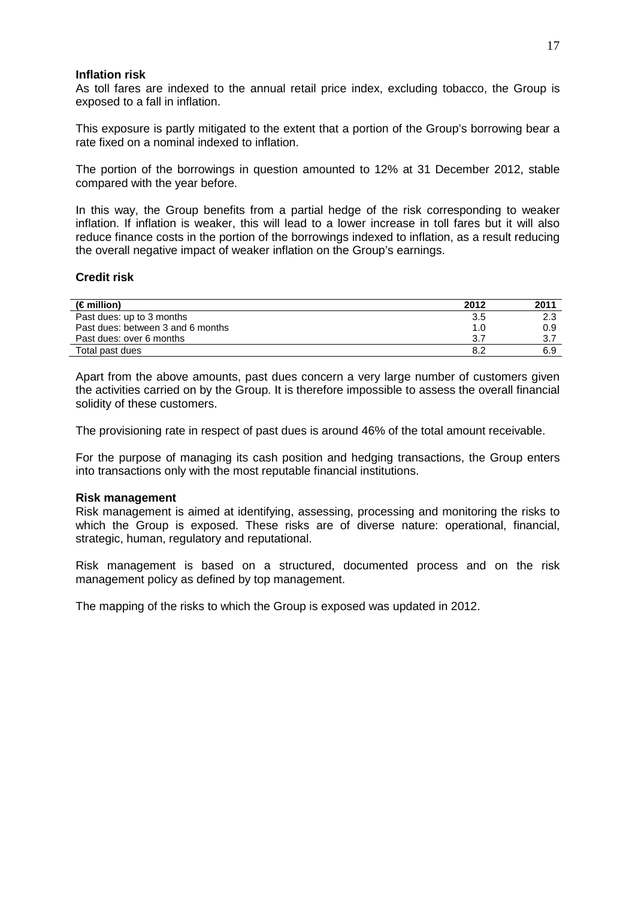### Inflation risk

As toll fares are indexed to the annual retail price index, excluding tobacco, the Group is exposed to a fall in inflation.

This exposure is partly mitigated to the extent that a portion of the Group's borrowing bear a rate fixed on a nominal indexed to inflation.

The portion of the borrowings in question amounted to 12% at 31 December 2012, stable compared with the year before.

In this way, the Group benefits from a partial hedge of the risk corresponding to weaker inflation. If inflation is weaker, this will lead to a lower increase in toll fares but it will also reduce finance costs in the portion of the borrowings indexed to inflation, as a result reducing the overall negative impact of weaker inflation on the Group's earnings.

### Credit risk

| (€ million) | 2012 | 2011 |
|---|---|---|
| Past dues: up to 3 months | 3.5 | 2.3 |
| Past dues: between 3 and 6 months | 1.0 | 0.9 |
| Past dues: over 6 months | 3.7 | 3.7 |
| Total past dues | 8.2 | 6.9 |

Apart from the above amounts, past dues concern a very large number of customers given the activities carried on by the Group. It is therefore impossible to assess the overall financial solidity of these customers.

The provisioning rate in respect of past dues is around 46% of the total amount receivable.

For the purpose of managing its cash position and hedging transactions, the Group enters into transactions only with the most reputable financial institutions.

### Risk management

Risk management is aimed at identifying, assessing, processing and monitoring the risks to which the Group is exposed. These risks are of diverse nature: operational, financial, strategic, human, regulatory and reputational.

Risk management is based on a structured, documented process and on the risk management policy as defined by top management.

The mapping of the risks to which the Group is exposed was updated in 2012.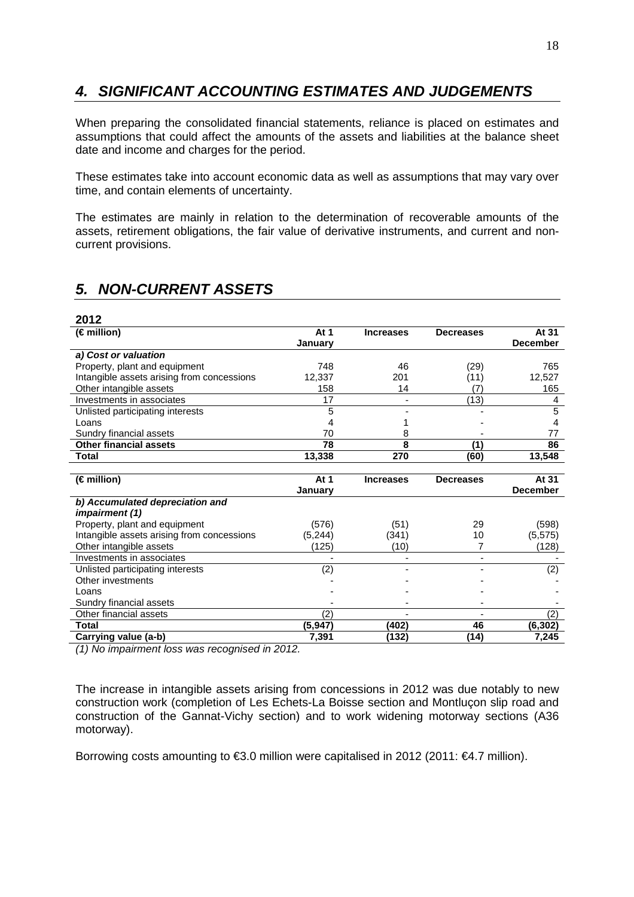## *4. SIGNIFICANT ACCOUNTING ESTIMATES AND JUDGEMENTS*

When preparing the consolidated financial statements, reliance is placed on estimates and assumptions that could affect the amounts of the assets and liabilities at the balance sheet date and income and charges for the period.

These estimates take into account economic data as well as assumptions that may vary over time, and contain elements of uncertainty.

The estimates are mainly in relation to the determination of recoverable amounts of the assets, retirement obligations, the fair value of derivative instruments, and current and non-current provisions.

## *5. NON-CURRENT ASSETS*

**2012**

| (€ million) | At 1 January | Increases | Decreases | At 31 December |
|---|---|---|---|---|
| ***a) Cost or valuation*** | | | | |
| Property, plant and equipment | 748 | 46 | (29) | 765 |
| Intangible assets arising from concessions | 12,337 | 201 | (11) | 12,527 |
| Other intangible assets | 158 | 14 | (7) | 165 |
| Investments in associates | 17 | - | (13) | 4 |
| Unlisted participating interests | 5 | - | - | 5 |
| Loans | 4 | 1 | - | 4 |
| Sundry financial assets | 70 | 8 | - | 77 |
| **Other financial assets** | **78** | **8** | **(1)** | **86** |
| **Total** | **13,338** | **270** | **(60)** | **13,548** |

| (€ million) | At 1 January | Increases | Decreases | At 31 December |
|---|---|---|---|---|
| ***b) Accumulated depreciation and impairment (1)*** | | | | |
| Property, plant and equipment | (576) | (51) | 29 | (598) |
| Intangible assets arising from concessions | (5,244) | (341) | 10 | (5,575) |
| Other intangible assets | (125) | (10) | 7 | (128) |
| Investments in associates | - | - | - | - |
| Unlisted participating interests | (2) | - | - | (2) |
| Other investments | - | - | - | - |
| Loans | - | - | - | - |
| Sundry financial assets | - | - | - | - |
| Other financial assets | (2) | - | - | (2) |
| **Total** | **(5,947)** | **(402)** | **46** | **(6,302)** |
| **Carrying value (a-b)** | **7,391** | **(132)** | **(14)** | **7,245** |

*(1) No impairment loss was recognised in 2012.*

The increase in intangible assets arising from concessions in 2012 was due notably to new construction work (completion of Les Echets-La Boisse section and Montluçon slip road and construction of the Gannat-Vichy section) and to work widening motorway sections (A36 motorway).

Borrowing costs amounting to €3.0 million were capitalised in 2012 (2011: €4.7 million).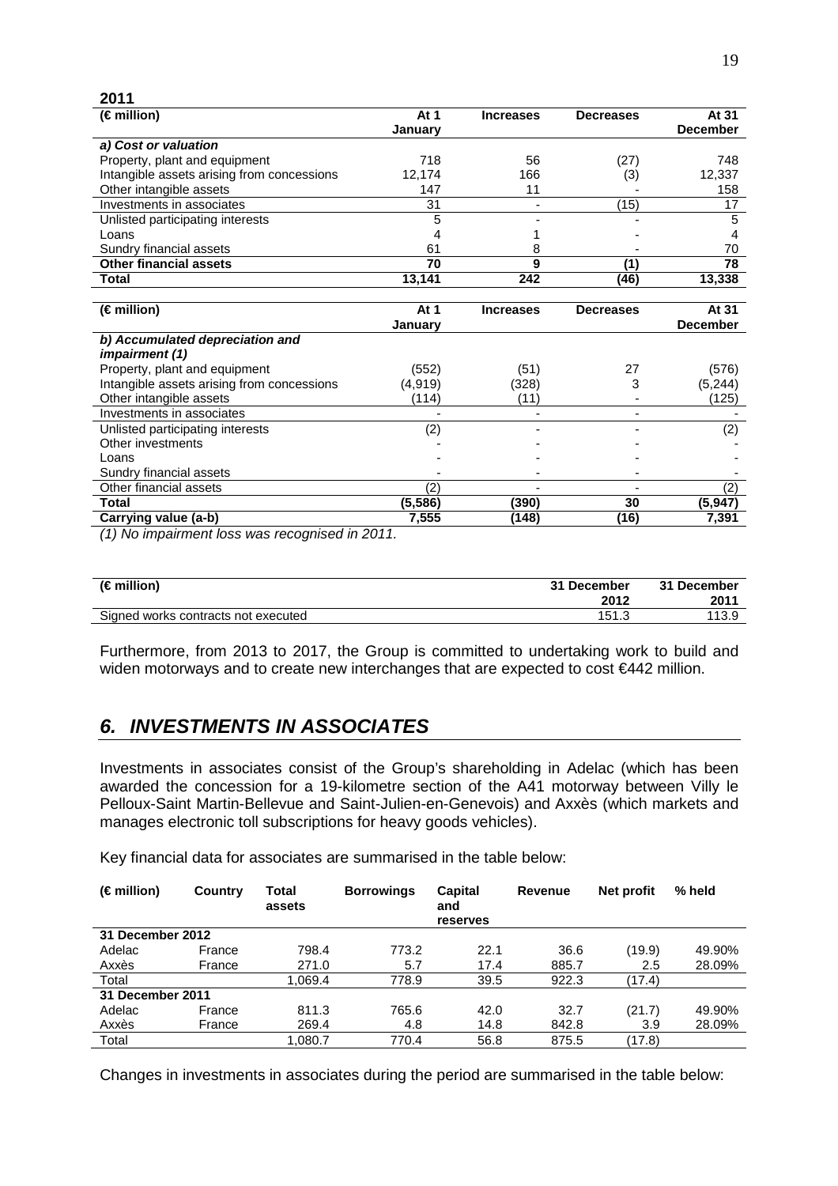**2011**

| (€ million) | At 1 January | Increases | Decreases | At 31 December |
|---|---|---|---|---|
| *a) Cost or valuation* | | | | |
| Property, plant and equipment | 718 | 56 | (27) | 748 |
| Intangible assets arising from concessions | 12,174 | 166 | (3) | 12,337 |
| Other intangible assets | 147 | 11 | - | 158 |
| Investments in associates | 31 | - | (15) | 17 |
| Unlisted participating interests | 5 | - | - | 5 |
| Loans | 4 | 1 | - | 4 |
| Sundry financial assets | 61 | 8 | - | 70 |
| **Other financial assets** | **70** | **9** | **(1)** | **78** |
| **Total** | **13,141** | **242** | **(46)** | **13,338** |

| (€ million) | At 1 January | Increases | Decreases | At 31 December |
|---|---|---|---|---|
| *b) Accumulated depreciation and impairment (1)* | | | | |
| Property, plant and equipment | (552) | (51) | 27 | (576) |
| Intangible assets arising from concessions | (4,919) | (328) | 3 | (5,244) |
| Other intangible assets | (114) | (11) | - | (125) |
| Investments in associates | - | - | - | - |
| Unlisted participating interests | (2) | - | - | (2) |
| Other investments | - | - | - | - |
| Loans | - | - | - | - |
| Sundry financial assets | - | - | - | - |
| Other financial assets | (2) | - | - | (2) |
| **Total** | **(5,586)** | **(390)** | **30** | **(5,947)** |
| **Carrying value (a-b)** | **7,555** | **(148)** | **(16)** | **7,391** |

*(1) No impairment loss was recognised in 2011.*

| (€ million) | 31 December 2012 | 31 December 2011 |
|---|---|---|
| Signed works contracts not executed | 151.3 | 113.9 |

Furthermore, from 2013 to 2017, the Group is committed to undertaking work to build and widen motorways and to create new interchanges that are expected to cost €442 million.

## *6. INVESTMENTS IN ASSOCIATES*

Investments in associates consist of the Group's shareholding in Adelac (which has been awarded the concession for a 19-kilometre section of the A41 motorway between Villy le Pelloux-Saint Martin-Bellevue and Saint-Julien-en-Genevois) and Axxès (which markets and manages electronic toll subscriptions for heavy goods vehicles).

Key financial data for associates are summarised in the table below:

| (€ million) | Country | Total assets | Borrowings | Capital and reserves | Revenue | Net profit | % held |
|---|---|---|---|---|---|---|---|
| **31 December 2012** | | | | | | | |
| Adelac | France | 798.4 | 773.2 | 22.1 | 36.6 | (19.9) | 49.90% |
| Axxès | France | 271.0 | 5.7 | 17.4 | 885.7 | 2.5 | 28.09% |
| Total | | 1,069.4 | 778.9 | 39.5 | 922.3 | (17.4) | |
| **31 December 2011** | | | | | | | |
| Adelac | France | 811.3 | 765.6 | 42.0 | 32.7 | (21.7) | 49.90% |
| Axxès | France | 269.4 | 4.8 | 14.8 | 842.8 | 3.9 | 28.09% |
| Total | | 1,080.7 | 770.4 | 56.8 | 875.5 | (17.8) | |

Changes in investments in associates during the period are summarised in the table below: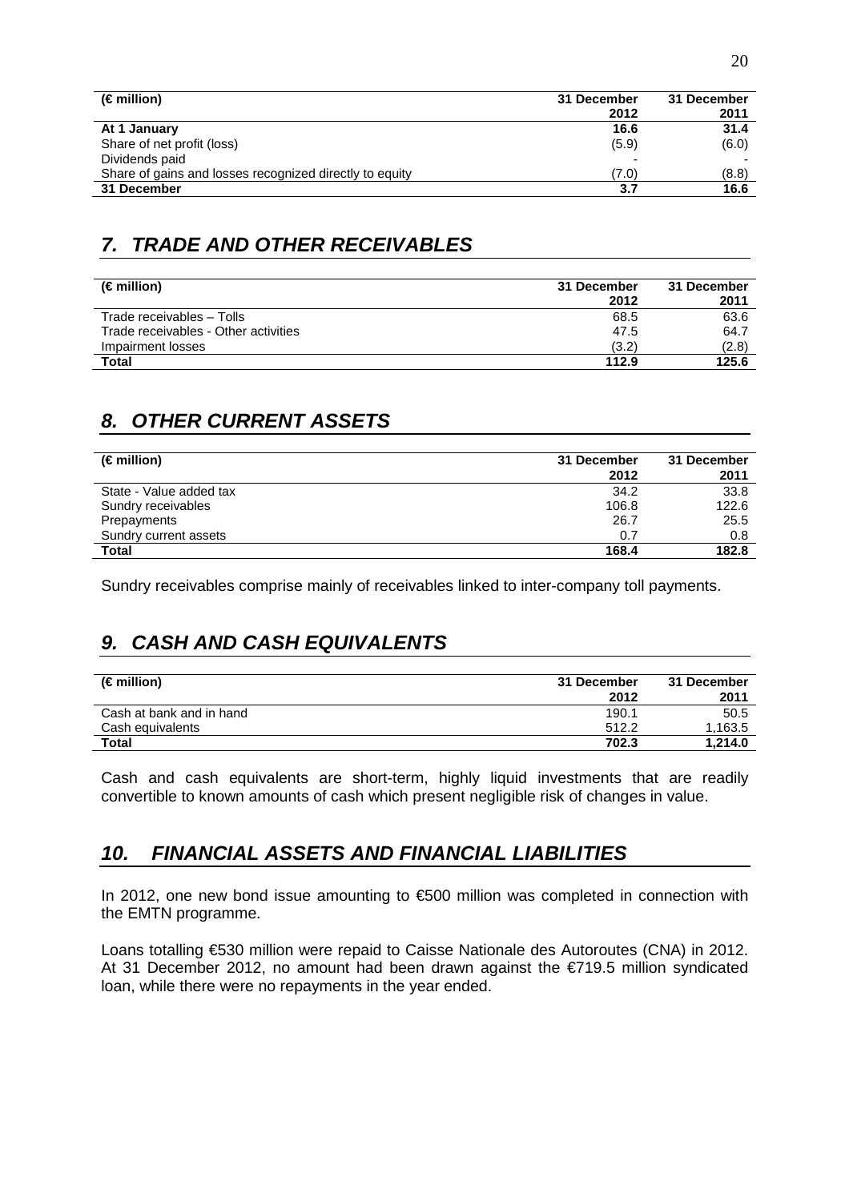| (€ million) | 31 December 2012 | 31 December 2011 |
| --- | --- | --- |
| **At 1 January** | **16.6** | **31.4** |
| Share of net profit (loss) | (5.9) | (6.0) |
| Dividends paid | - | - |
| Share of gains and losses recognized directly to equity | (7.0) | (8.8) |
| **31 December** | **3.7** | **16.6** |

## *7. TRADE AND OTHER RECEIVABLES*

| (€ million) | 31 December 2012 | 31 December 2011 |
| --- | --- | --- |
| Trade receivables – Tolls | 68.5 | 63.6 |
| Trade receivables - Other activities | 47.5 | 64.7 |
| Impairment losses | (3.2) | (2.8) |
| **Total** | **112.9** | **125.6** |

## *8. OTHER CURRENT ASSETS*

| (€ million) | 31 December 2012 | 31 December 2011 |
| --- | --- | --- |
| State - Value added tax | 34.2 | 33.8 |
| Sundry receivables | 106.8 | 122.6 |
| Prepayments | 26.7 | 25.5 |
| Sundry current assets | 0.7 | 0.8 |
| **Total** | **168.4** | **182.8** |

Sundry receivables comprise mainly of receivables linked to inter-company toll payments.

## *9. CASH AND CASH EQUIVALENTS*

| (€ million) | 31 December 2012 | 31 December 2011 |
| --- | --- | --- |
| Cash at bank and in hand | 190.1 | 50.5 |
| Cash equivalents | 512.2 | 1,163.5 |
| **Total** | **702.3** | **1,214.0** |

Cash and cash equivalents are short-term, highly liquid investments that are readily convertible to known amounts of cash which present negligible risk of changes in value.

## *10. FINANCIAL ASSETS AND FINANCIAL LIABILITIES*

In 2012, one new bond issue amounting to €500 million was completed in connection with the EMTN programme.

Loans totalling €530 million were repaid to Caisse Nationale des Autoroutes (CNA) in 2012. At 31 December 2012, no amount had been drawn against the €719.5 million syndicated loan, while there were no repayments in the year ended.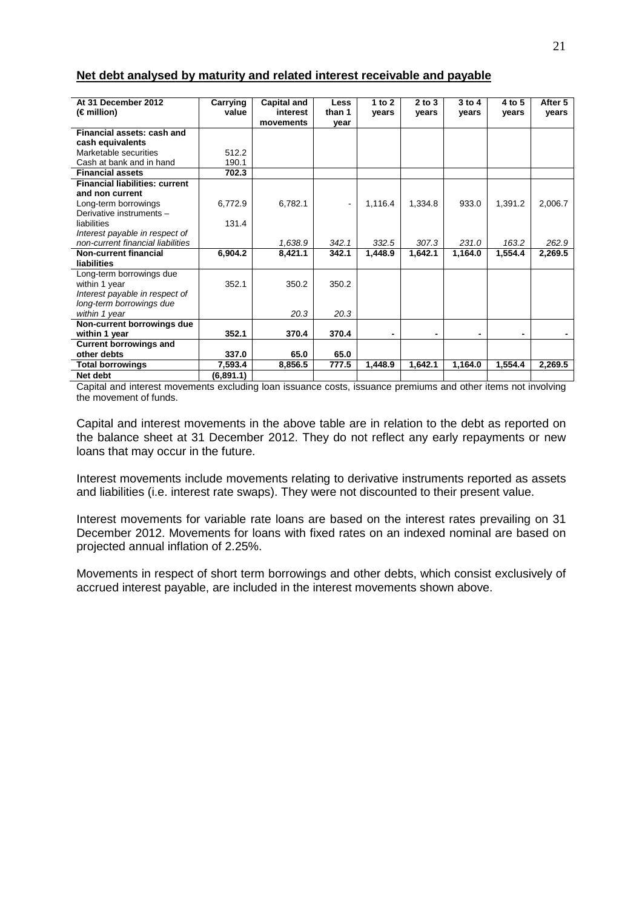## Net debt analysed by maturity and related interest receivable and payable

| At 31 December 2012 (€ million) | Carrying value | Capital and interest movements | Less than 1 year | 1 to 2 years | 2 to 3 years | 3 to 4 years | 4 to 5 years | After 5 years |
|---|---|---|---|---|---|---|---|---|
| **Financial assets: cash and cash equivalents** | | | | | | | | |
| Marketable securities | 512.2 | | | | | | | |
| Cash at bank and in hand | 190.1 | | | | | | | |
| **Financial assets** | **702.3** | | | | | | | |
| **Financial liabilities: current and non current** | | | | | | | | |
| Long-term borrowings | 6,772.9 | 6,782.1 | - | 1,116.4 | 1,334.8 | 933.0 | 1,391.2 | 2,006.7 |
| Derivative instruments – liabilities | 131.4 | | | | | | | |
| *Interest payable in respect of non-current financial liabilities* | | *1,638.9* | *342.1* | *332.5* | *307.3* | *231.0* | *163.2* | *262.9* |
| **Non-current financial liabilities** | **6,904.2** | **8,421.1** | **342.1** | **1,448.9** | **1,642.1** | **1,164.0** | **1,554.4** | **2,269.5** |
| Long-term borrowings due within 1 year | 352.1 | 350.2 | 350.2 | | | | | |
| *Interest payable in respect of long-term borrowings due within 1 year* | | *20.3* | *20.3* | | | | | |
| **Non-current borrowings due within 1 year** | **352.1** | **370.4** | **370.4** | **-** | **-** | **-** | **-** | **-** |
| **Current borrowings and other debts** | **337.0** | **65.0** | **65.0** | | | | | |
| **Total borrowings** | **7,593.4** | **8,856.5** | **777.5** | **1,448.9** | **1,642.1** | **1,164.0** | **1,554.4** | **2,269.5** |
| **Net debt** | **(6,891.1)** | | | | | | | |

Capital and interest movements excluding loan issuance costs, issuance premiums and other items not involving the movement of funds.

Capital and interest movements in the above table are in relation to the debt as reported on the balance sheet at 31 December 2012. They do not reflect any early repayments or new loans that may occur in the future.

Interest movements include movements relating to derivative instruments reported as assets and liabilities (i.e. interest rate swaps). They were not discounted to their present value.

Interest movements for variable rate loans are based on the interest rates prevailing on 31 December 2012. Movements for loans with fixed rates on an indexed nominal are based on projected annual inflation of 2.25%.

Movements in respect of short term borrowings and other debts, which consist exclusively of accrued interest payable, are included in the interest movements shown above.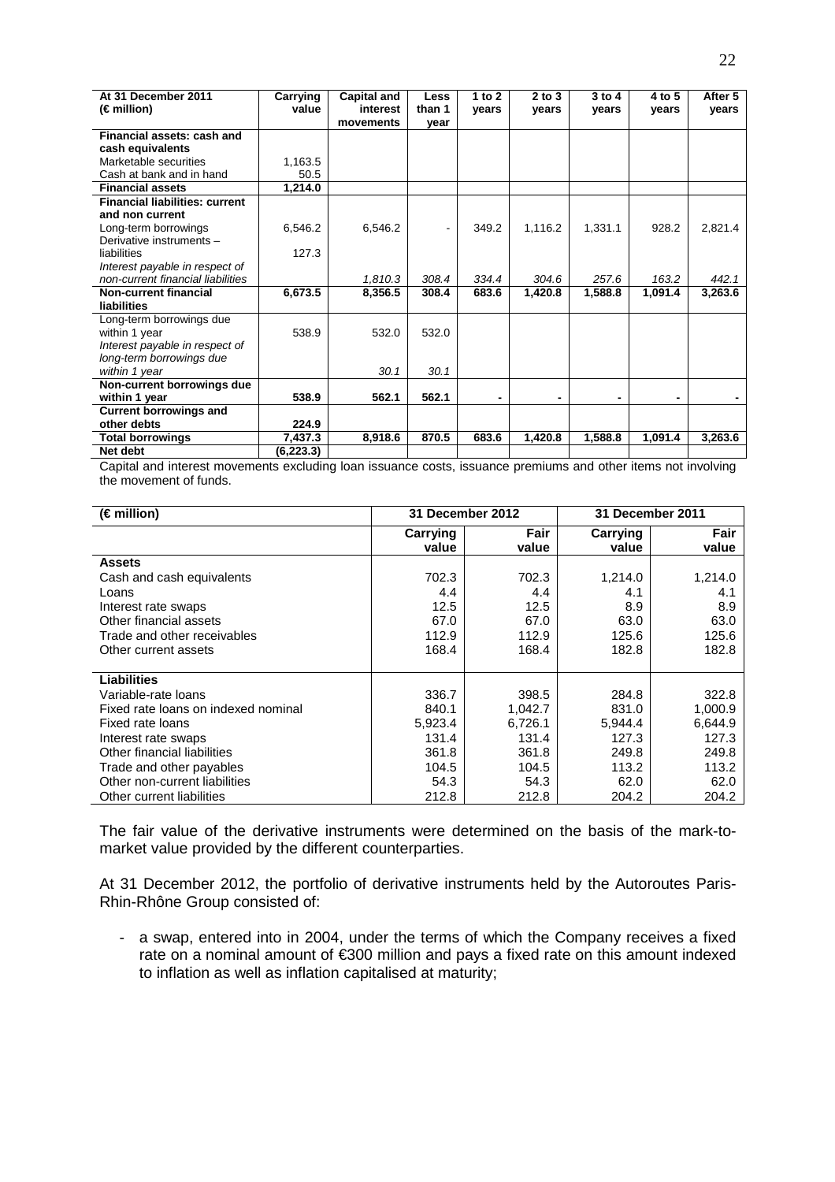| At 31 December 2011 (€ million) | Carrying value | Capital and interest movements | Less than 1 year | 1 to 2 years | 2 to 3 years | 3 to 4 years | 4 to 5 years | After 5 years |
|---|---|---|---|---|---|---|---|---|
| **Financial assets: cash and cash equivalents** | | | | | | | | |
| Marketable securities | 1,163.5 | | | | | | | |
| Cash at bank and in hand | 50.5 | | | | | | | |
| **Financial assets** | **1,214.0** | | | | | | | |
| **Financial liabilities: current and non current** | | | | | | | | |
| Long-term borrowings | 6,546.2 | 6,546.2 | - | 349.2 | 1,116.2 | 1,331.1 | 928.2 | 2,821.4 |
| Derivative instruments – liabilities | 127.3 | | | | | | | |
| *Interest payable in respect of non-current financial liabilities* | | *1,810.3* | *308.4* | *334.4* | *304.6* | *257.6* | *163.2* | *442.1* |
| **Non-current financial liabilities** | **6,673.5** | **8,356.5** | **308.4** | **683.6** | **1,420.8** | **1,588.8** | **1,091.4** | **3,263.6** |
| Long-term borrowings due within 1 year | 538.9 | 532.0 | 532.0 | | | | | |
| *Interest payable in respect of long-term borrowings due within 1 year* | | *30.1* | *30.1* | | | | | |
| **Non-current borrowings due within 1 year** | **538.9** | **562.1** | **562.1** | **-** | **-** | **-** | **-** | **-** |
| **Current borrowings and other debts** | **224.9** | | | | | | | |
| **Total borrowings** | **7,437.3** | **8,918.6** | **870.5** | **683.6** | **1,420.8** | **1,588.8** | **1,091.4** | **3,263.6** |
| **Net debt** | **(6,223.3)** | | | | | | | |

Capital and interest movements excluding loan issuance costs, issuance premiums and other items not involving the movement of funds.

| (€ million) | 31 December 2012 | | 31 December 2011 | |
|---|---|---|---|---|
| | Carrying value | Fair value | Carrying value | Fair value |
| **Assets** | | | | |
| Cash and cash equivalents | 702.3 | 702.3 | 1,214.0 | 1,214.0 |
| Loans | 4.4 | 4.4 | 4.1 | 4.1 |
| Interest rate swaps | 12.5 | 12.5 | 8.9 | 8.9 |
| Other financial assets | 67.0 | 67.0 | 63.0 | 63.0 |
| Trade and other receivables | 112.9 | 112.9 | 125.6 | 125.6 |
| Other current assets | 168.4 | 168.4 | 182.8 | 182.8 |
| **Liabilities** | | | | |
| Variable-rate loans | 336.7 | 398.5 | 284.8 | 322.8 |
| Fixed rate loans on indexed nominal | 840.1 | 1,042.7 | 831.0 | 1,000.9 |
| Fixed rate loans | 5,923.4 | 6,726.1 | 5,944.4 | 6,644.9 |
| Interest rate swaps | 131.4 | 131.4 | 127.3 | 127.3 |
| Other financial liabilities | 361.8 | 361.8 | 249.8 | 249.8 |
| Trade and other payables | 104.5 | 104.5 | 113.2 | 113.2 |
| Other non-current liabilities | 54.3 | 54.3 | 62.0 | 62.0 |
| Other current liabilities | 212.8 | 212.8 | 204.2 | 204.2 |

The fair value of the derivative instruments were determined on the basis of the mark-to-market value provided by the different counterparties.

At 31 December 2012, the portfolio of derivative instruments held by the Autoroutes Paris-Rhin-Rhône Group consisted of:

- a swap, entered into in 2004, under the terms of which the Company receives a fixed rate on a nominal amount of €300 million and pays a fixed rate on this amount indexed to inflation as well as inflation capitalised at maturity;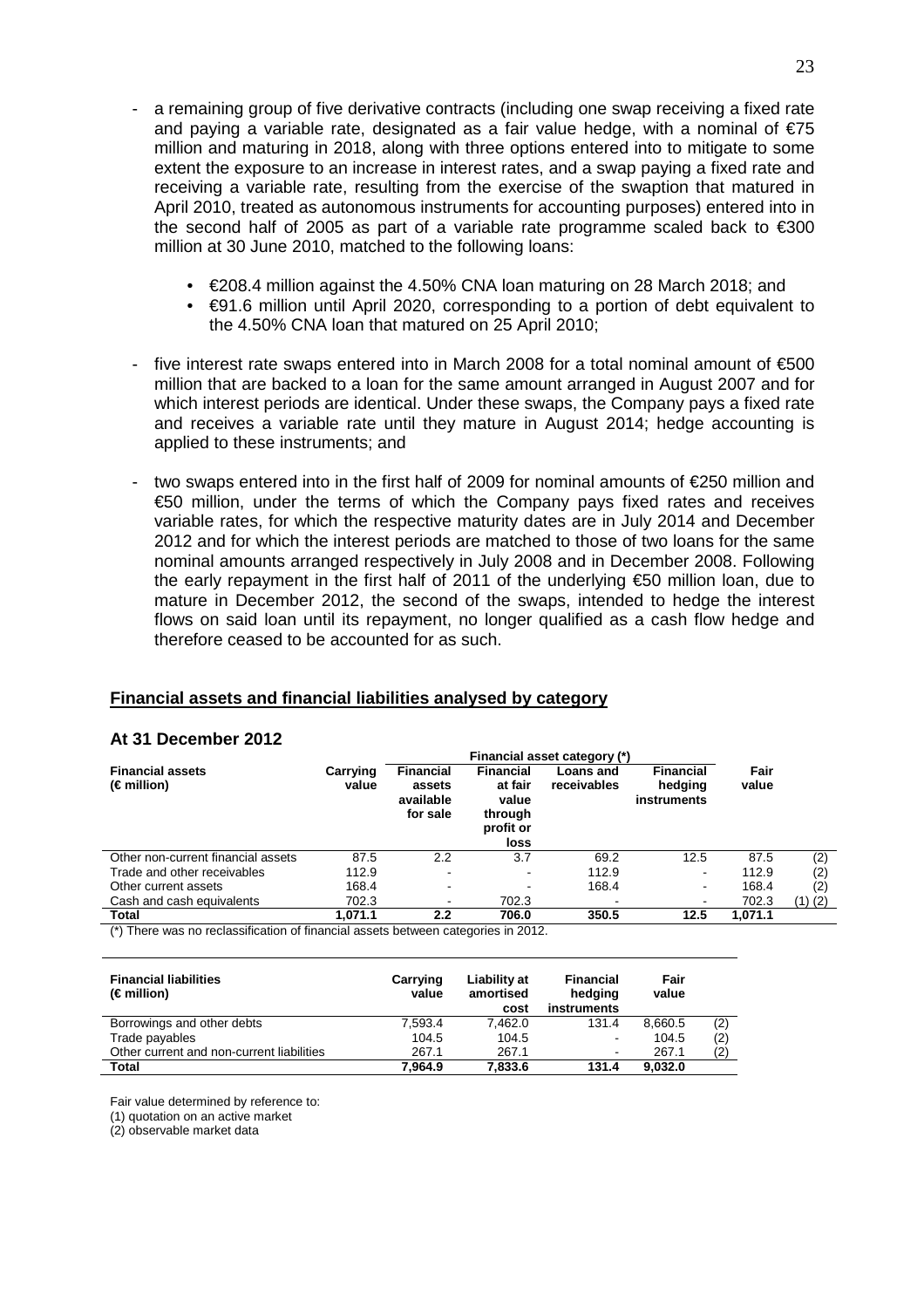- a remaining group of five derivative contracts (including one swap receiving a fixed rate and paying a variable rate, designated as a fair value hedge, with a nominal of €75 million and maturing in 2018, along with three options entered into to mitigate to some extent the exposure to an increase in interest rates, and a swap paying a fixed rate and receiving a variable rate, resulting from the exercise of the swaption that matured in April 2010, treated as autonomous instruments for accounting purposes) entered into in the second half of 2005 as part of a variable rate programme scaled back to €300 million at 30 June 2010, matched to the following loans:

    - €208.4 million against the 4.50% CNA loan maturing on 28 March 2018; and
    - €91.6 million until April 2020, corresponding to a portion of debt equivalent to the 4.50% CNA loan that matured on 25 April 2010;

- five interest rate swaps entered into in March 2008 for a total nominal amount of €500 million that are backed to a loan for the same amount arranged in August 2007 and for which interest periods are identical. Under these swaps, the Company pays a fixed rate and receives a variable rate until they mature in August 2014; hedge accounting is applied to these instruments; and

- two swaps entered into in the first half of 2009 for nominal amounts of €250 million and €50 million, under the terms of which the Company pays fixed rates and receives variable rates, for which the respective maturity dates are in July 2014 and December 2012 and for which the interest periods are matched to those of two loans for the same nominal amounts arranged respectively in July 2008 and in December 2008. Following the early repayment in the first half of 2011 of the underlying €50 million loan, due to mature in December 2012, the second of the swaps, intended to hedge the interest flows on said loan until its repayment, no longer qualified as a cash flow hedge and therefore ceased to be accounted for as such.

## Financial assets and financial liabilities analysed by category

### At 31 December 2012

| Financial assets (€ million) | Carrying value | Financial asset category (*) | | | | Fair value | |
|---|---|---|---|---|---|---|---|
| | | Financial assets available for sale | Financial at fair value through profit or loss | Loans and receivables | Financial hedging instruments | | |
| Other non-current financial assets | 87.5 | 2.2 | 3.7 | 69.2 | 12.5 | 87.5 | (2) |
| Trade and other receivables | 112.9 | - | - | 112.9 | - | 112.9 | (2) |
| Other current assets | 168.4 | - | - | 168.4 | - | 168.4 | (2) |
| Cash and cash equivalents | 702.3 | - | 702.3 | - | - | 702.3 | (1) (2) |
| **Total** | **1,071.1** | **2.2** | **706.0** | **350.5** | **12.5** | **1,071.1** | |

(*) There was no reclassification of financial assets between categories in 2012.

| Financial liabilities (€ million) | Carrying value | Liability at amortised cost | Financial hedging instruments | Fair value | |
|---|---|---|---|---|---|
| Borrowings and other debts | 7,593.4 | 7,462.0 | 131.4 | 8,660.5 | (2) |
| Trade payables | 104.5 | 104.5 | - | 104.5 | (2) |
| Other current and non-current liabilities | 267.1 | 267.1 | - | 267.1 | (2) |
| **Total** | **7,964.9** | **7,833.6** | **131.4** | **9,032.0** | |

Fair value determined by reference to:

(1) quotation on an active market

(2) observable market data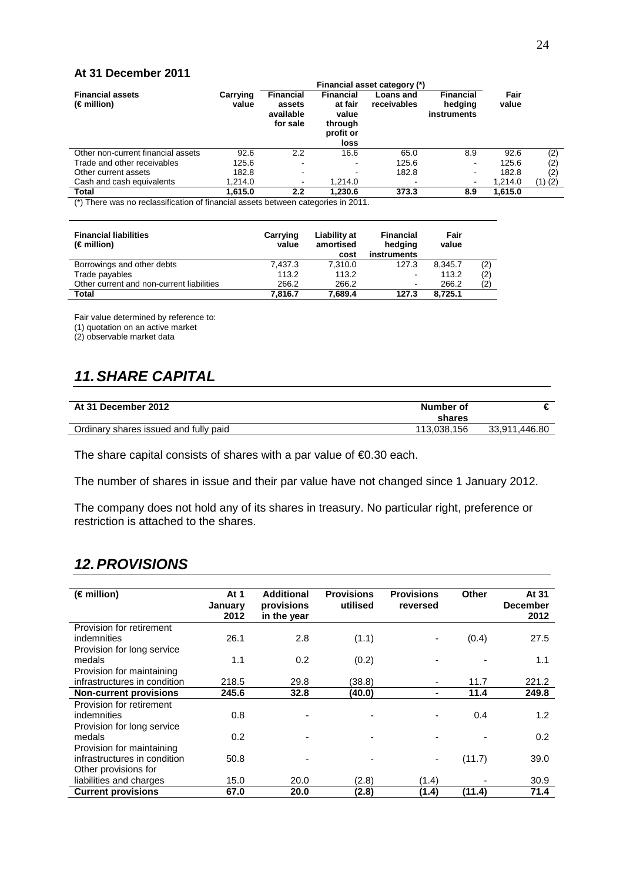**At 31 December 2011**

| Financial assets (€ million) | Carrying value | Financial asset category (*) | | | | Fair value | |
|---|---|---|---|---|---|---|---|
| | | Financial assets available for sale | Financial at fair value through profit or loss | Loans and receivables | Financial hedging instruments | | |
| Other non-current financial assets | 92.6 | 2.2 | 16.6 | 65.0 | 8.9 | 92.6 | (2) |
| Trade and other receivables | 125.6 | - | - | 125.6 | - | 125.6 | (2) |
| Other current assets | 182.8 | - | - | 182.8 | - | 182.8 | (2) |
| Cash and cash equivalents | 1,214.0 | - | 1,214.0 | - | - | 1,214.0 | (1) (2) |
| **Total** | **1,615.0** | **2.2** | **1,230.6** | **373.3** | **8.9** | **1,615.0** | |

(*) There was no reclassification of financial assets between categories in 2011.

| Financial liabilities (€ million) | Carrying value | Liability at amortised cost | Financial hedging instruments | Fair value | |
|---|---|---|---|---|---|
| Borrowings and other debts | 7,437.3 | 7,310.0 | 127.3 | 8,345.7 | (2) |
| Trade payables | 113.2 | 113.2 | - | 113.2 | (2) |
| Other current and non-current liabilities | 266.2 | 266.2 | - | 266.2 | (2) |
| **Total** | **7,816.7** | **7,689.4** | **127.3** | **8,725.1** | |

Fair value determined by reference to:
(1) quotation on an active market
(2) observable market data

## *11. SHARE CAPITAL*

| At 31 December 2012 | Number of shares | € |
|---|---|---|
| Ordinary shares issued and fully paid | 113,038,156 | 33,911,446.80 |

The share capital consists of shares with a par value of €0.30 each.

The number of shares in issue and their par value have not changed since 1 January 2012.

The company does not hold any of its shares in treasury. No particular right, preference or restriction is attached to the shares.

## *12. PROVISIONS*

| (€ million) | At 1 January 2012 | Additional provisions in the year | Provisions utilised | Provisions reversed | Other | At 31 December 2012 |
|---|---|---|---|---|---|---|
| Provision for retirement indemnities | 26.1 | 2.8 | (1.1) | - | (0.4) | 27.5 |
| Provision for long service medals | 1.1 | 0.2 | (0.2) | - | - | 1.1 |
| Provision for maintaining infrastructures in condition | 218.5 | 29.8 | (38.8) | - | 11.7 | 221.2 |
| **Non-current provisions** | **245.6** | **32.8** | **(40.0)** | **-** | **11.4** | **249.8** |
| Provision for retirement indemnities | 0.8 | - | - | - | 0.4 | 1.2 |
| Provision for long service medals | 0.2 | - | - | - | - | 0.2 |
| Provision for maintaining infrastructures in condition | 50.8 | - | - | - | (11.7) | 39.0 |
| Other provisions for liabilities and charges | 15.0 | 20.0 | (2.8) | (1.4) | - | 30.9 |
| **Current provisions** | **67.0** | **20.0** | **(2.8)** | **(1.4)** | **(11.4)** | **71.4** |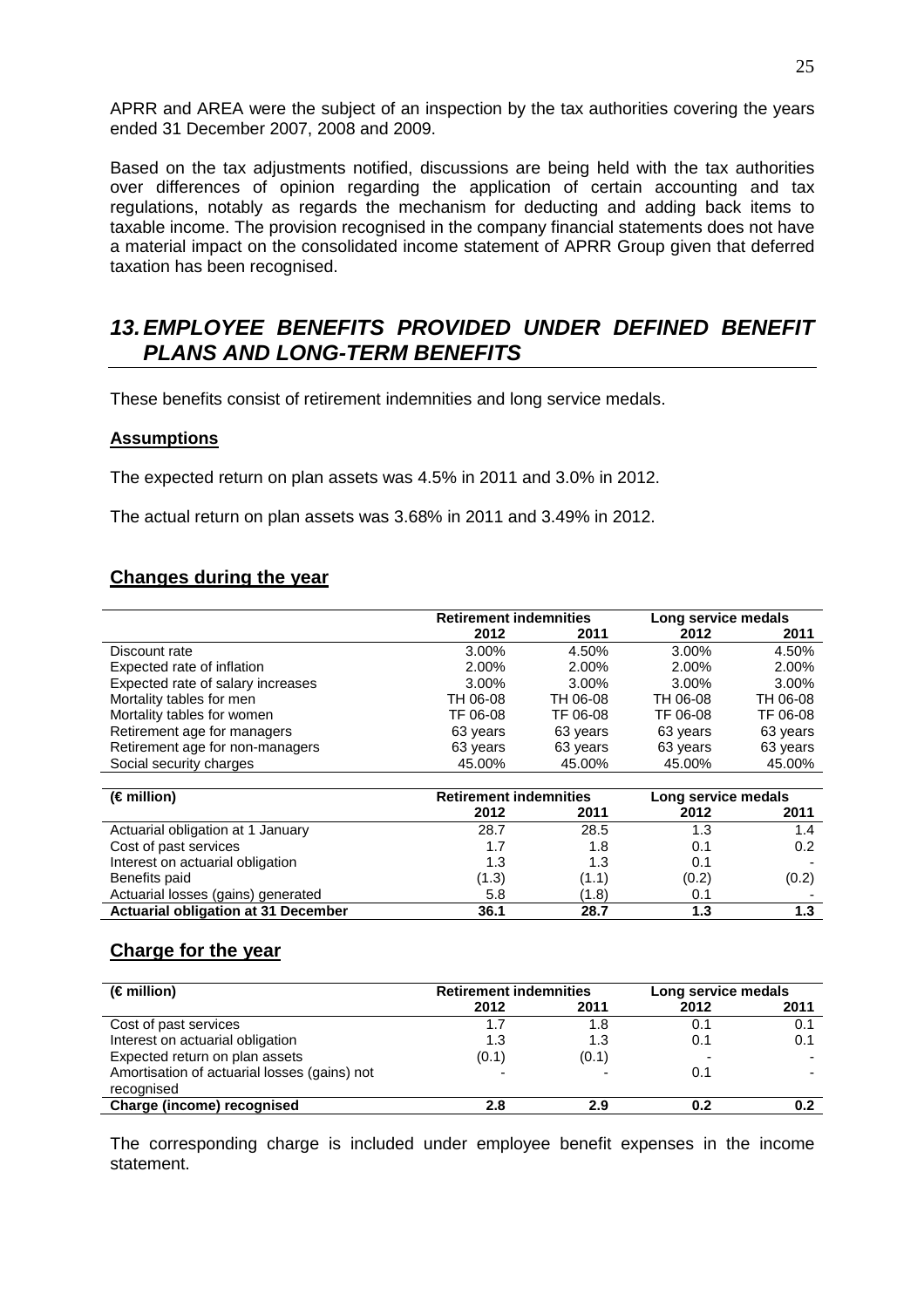APRR and AREA were the subject of an inspection by the tax authorities covering the years ended 31 December 2007, 2008 and 2009.

Based on the tax adjustments notified, discussions are being held with the tax authorities over differences of opinion regarding the application of certain accounting and tax regulations, notably as regards the mechanism for deducting and adding back items to taxable income. The provision recognised in the company financial statements does not have a material impact on the consolidated income statement of APRR Group given that deferred taxation has been recognised.

## *13. EMPLOYEE BENEFITS PROVIDED UNDER DEFINED BENEFIT PLANS AND LONG-TERM BENEFITS*

These benefits consist of retirement indemnities and long service medals.

### Assumptions

The expected return on plan assets was 4.5% in 2011 and 3.0% in 2012.

The actual return on plan assets was 3.68% in 2011 and 3.49% in 2012.

### Changes during the year

| | **Retirement indemnities** | | **Long service medals** | |
|---|---|---|---|---|
| | **2012** | **2011** | **2012** | **2011** |
| Discount rate | 3.00% | 4.50% | 3.00% | 4.50% |
| Expected rate of inflation | 2.00% | 2.00% | 2.00% | 2.00% |
| Expected rate of salary increases | 3.00% | 3.00% | 3.00% | 3.00% |
| Mortality tables for men | TH 06-08 | TH 06-08 | TH 06-08 | TH 06-08 |
| Mortality tables for women | TF 06-08 | TF 06-08 | TF 06-08 | TF 06-08 |
| Retirement age for managers | 63 years | 63 years | 63 years | 63 years |
| Retirement age for non-managers | 63 years | 63 years | 63 years | 63 years |
| Social security charges | 45.00% | 45.00% | 45.00% | 45.00% |

| **(€ million)** | **Retirement indemnities** | | **Long service medals** | |
|---|---|---|---|---|
| | **2012** | **2011** | **2012** | **2011** |
| Actuarial obligation at 1 January | 28.7 | 28.5 | 1.3 | 1.4 |
| Cost of past services | 1.7 | 1.8 | 0.1 | 0.2 |
| Interest on actuarial obligation | 1.3 | 1.3 | 0.1 | - |
| Benefits paid | (1.3) | (1.1) | (0.2) | (0.2) |
| Actuarial losses (gains) generated | 5.8 | (1.8) | 0.1 | - |
| **Actuarial obligation at 31 December** | **36.1** | **28.7** | **1.3** | **1.3** |

### Charge for the year

| **(€ million)** | **Retirement indemnities** | | **Long service medals** | |
|---|---|---|---|---|
| | **2012** | **2011** | **2012** | **2011** |
| Cost of past services | 1.7 | 1.8 | 0.1 | 0.1 |
| Interest on actuarial obligation | 1.3 | 1.3 | 0.1 | 0.1 |
| Expected return on plan assets | (0.1) | (0.1) | - | - |
| Amortisation of actuarial losses (gains) not recognised | - | - | 0.1 | - |
| **Charge (income) recognised** | **2.8** | **2.9** | **0.2** | **0.2** |

The corresponding charge is included under employee benefit expenses in the income statement.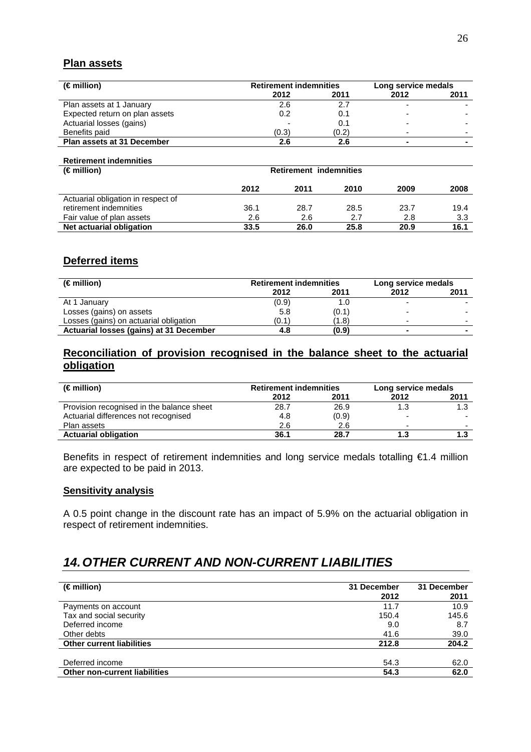## Plan assets

| (€ million) | Retirement indemnities | | Long service medals | |
|---|---|---|---|---|
| | 2012 | 2011 | 2012 | 2011 |
| Plan assets at 1 January | 2.6 | 2.7 | - | - |
| Expected return on plan assets | 0.2 | 0.1 | - | - |
| Actuarial losses (gains) | - | 0.1 | - | - |
| Benefits paid | (0.3) | (0.2) | - | - |
| **Plan assets at 31 December** | **2.6** | **2.6** | **-** | **-** |

**Retirement indemnities**

| (€ million) | Retirement indemnities | | | | |
|---|---|---|---|---|---|
| | 2012 | 2011 | 2010 | 2009 | 2008 |
| Actuarial obligation in respect of retirement indemnities | 36.1 | 28.7 | 28.5 | 23.7 | 19.4 |
| Fair value of plan assets | 2.6 | 2.6 | 2.7 | 2.8 | 3.3 |
| **Net actuarial obligation** | **33.5** | **26.0** | **25.8** | **20.9** | **16.1** |

## Deferred items

| (€ million) | Retirement indemnities | | Long service medals | |
|---|---|---|---|---|
| | 2012 | 2011 | 2012 | 2011 |
| At 1 January | (0.9) | 1.0 | - | - |
| Losses (gains) on assets | 5.8 | (0.1) | - | - |
| Losses (gains) on actuarial obligation | (0.1) | (1.8) | - | - |
| **Actuarial losses (gains) at 31 December** | **4.8** | **(0.9)** | **-** | **-** |

## Reconciliation of provision recognised in the balance sheet to the actuarial obligation

| (€ million) | Retirement indemnities | | Long service medals | |
|---|---|---|---|---|
| | 2012 | 2011 | 2012 | 2011 |
| Provision recognised in the balance sheet | 28.7 | 26.9 | 1.3 | 1.3 |
| Actuarial differences not recognised | 4.8 | (0.9) | - | - |
| Plan assets | 2.6 | 2.6 | - | - |
| **Actuarial obligation** | **36.1** | **28.7** | **1.3** | **1.3** |

Benefits in respect of retirement indemnities and long service medals totalling €1.4 million are expected to be paid in 2013.

### Sensitivity analysis

A 0.5 point change in the discount rate has an impact of 5.9% on the actuarial obligation in respect of retirement indemnities.

# *14. OTHER CURRENT AND NON-CURRENT LIABILITIES*

| (€ million) | 31 December 2012 | 31 December 2011 |
|---|---|---|
| Payments on account | 11.7 | 10.9 |
| Tax and social security | 150.4 | 145.6 |
| Deferred income | 9.0 | 8.7 |
| Other debts | 41.6 | 39.0 |
| **Other current liabilities** | **212.8** | **204.2** |
| | | |
| Deferred income | 54.3 | 62.0 |
| **Other non-current liabilities** | **54.3** | **62.0** |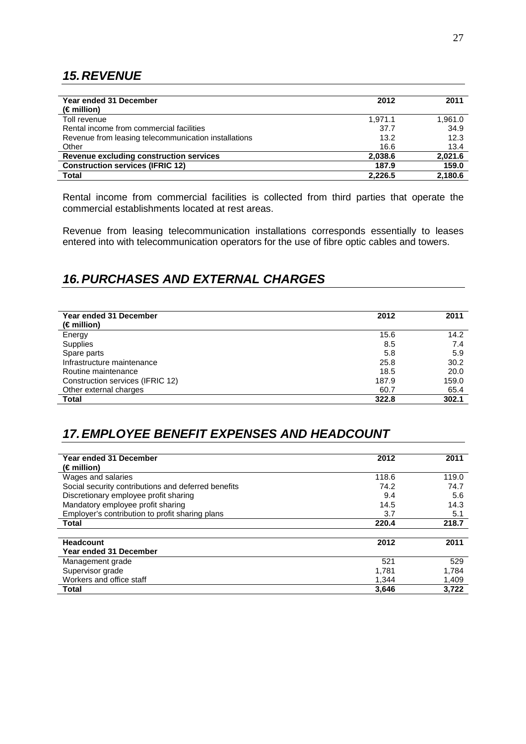## 15. REVENUE

| Year ended 31 December<br>(€ million) | 2012 | 2011 |
|---|---|---|
| Toll revenue | 1,971.1 | 1,961.0 |
| Rental income from commercial facilities | 37.7 | 34.9 |
| Revenue from leasing telecommunication installations | 13.2 | 12.3 |
| Other | 16.6 | 13.4 |
| **Revenue excluding construction services** | **2,038.6** | **2,021.6** |
| **Construction services (IFRIC 12)** | **187.9** | **159.0** |
| **Total** | **2,226.5** | **2,180.6** |

Rental income from commercial facilities is collected from third parties that operate the commercial establishments located at rest areas.

Revenue from leasing telecommunication installations corresponds essentially to leases entered into with telecommunication operators for the use of fibre optic cables and towers.

## 16. PURCHASES AND EXTERNAL CHARGES

| Year ended 31 December<br>(€ million) | 2012 | 2011 |
|---|---|---|
| Energy | 15.6 | 14.2 |
| Supplies | 8.5 | 7.4 |
| Spare parts | 5.8 | 5.9 |
| Infrastructure maintenance | 25.8 | 30.2 |
| Routine maintenance | 18.5 | 20.0 |
| Construction services (IFRIC 12) | 187.9 | 159.0 |
| Other external charges | 60.7 | 65.4 |
| **Total** | **322.8** | **302.1** |

## 17. EMPLOYEE BENEFIT EXPENSES AND HEADCOUNT

| Year ended 31 December<br>(€ million) | 2012 | 2011 |
|---|---|---|
| Wages and salaries | 118.6 | 119.0 |
| Social security contributions and deferred benefits | 74.2 | 74.7 |
| Discretionary employee profit sharing | 9.4 | 5.6 |
| Mandatory employee profit sharing | 14.5 | 14.3 |
| Employer's contribution to profit sharing plans | 3.7 | 5.1 |
| **Total** | **220.4** | **218.7** |

| Headcount<br>Year ended 31 December | 2012 | 2011 |
|---|---|---|
| Management grade | 521 | 529 |
| Supervisor grade | 1,781 | 1,784 |
| Workers and office staff | 1,344 | 1,409 |
| **Total** | **3,646** | **3,722** |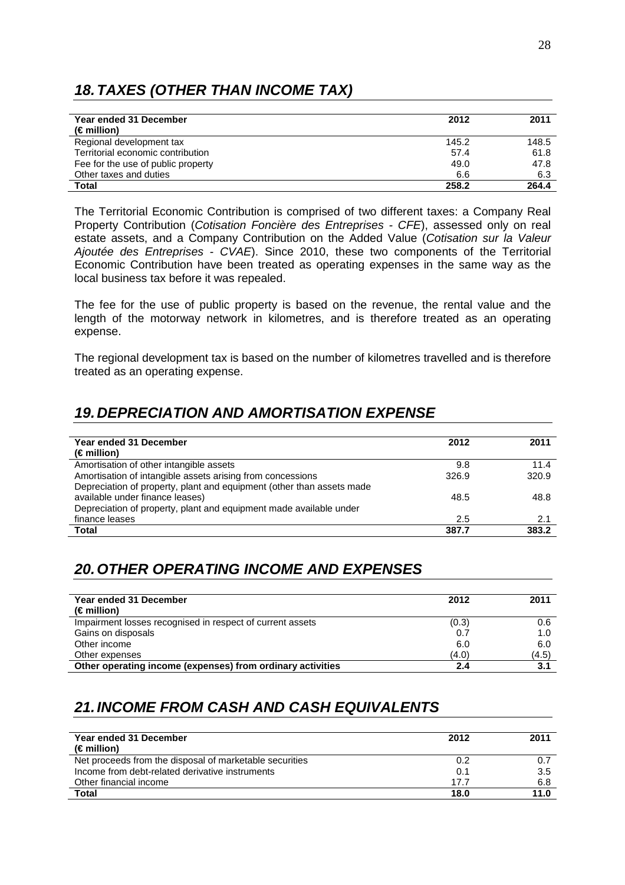## *18. TAXES (OTHER THAN INCOME TAX)*

| Year ended 31 December (€ million) | 2012 | 2011 |
|---|---|---|
| Regional development tax | 145.2 | 148.5 |
| Territorial economic contribution | 57.4 | 61.8 |
| Fee for the use of public property | 49.0 | 47.8 |
| Other taxes and duties | 6.6 | 6.3 |
| **Total** | **258.2** | **264.4** |

The Territorial Economic Contribution is comprised of two different taxes: a Company Real Property Contribution (*Cotisation Foncière des Entreprises - CFE*), assessed only on real estate assets, and a Company Contribution on the Added Value (*Cotisation sur la Valeur Ajoutée des Entreprises - CVAE*). Since 2010, these two components of the Territorial Economic Contribution have been treated as operating expenses in the same way as the local business tax before it was repealed.

The fee for the use of public property is based on the revenue, the rental value and the length of the motorway network in kilometres, and is therefore treated as an operating expense.

The regional development tax is based on the number of kilometres travelled and is therefore treated as an operating expense.

## *19. DEPRECIATION AND AMORTISATION EXPENSE*

| Year ended 31 December (€ million) | 2012 | 2011 |
|---|---|---|
| Amortisation of other intangible assets | 9.8 | 11.4 |
| Amortisation of intangible assets arising from concessions | 326.9 | 320.9 |
| Depreciation of property, plant and equipment (other than assets made available under finance leases) | 48.5 | 48.8 |
| Depreciation of property, plant and equipment made available under finance leases | 2.5 | 2.1 |
| **Total** | **387.7** | **383.2** |

## *20. OTHER OPERATING INCOME AND EXPENSES*

| Year ended 31 December (€ million) | 2012 | 2011 |
|---|---|---|
| Impairment losses recognised in respect of current assets | (0.3) | 0.6 |
| Gains on disposals | 0.7 | 1.0 |
| Other income | 6.0 | 6.0 |
| Other expenses | (4.0) | (4.5) |
| **Other operating income (expenses) from ordinary activities** | **2.4** | **3.1** |

## *21. INCOME FROM CASH AND CASH EQUIVALENTS*

| Year ended 31 December (€ million) | 2012 | 2011 |
|---|---|---|
| Net proceeds from the disposal of marketable securities | 0.2 | 0.7 |
| Income from debt-related derivative instruments | 0.1 | 3.5 |
| Other financial income | 17.7 | 6.8 |
| **Total** | **18.0** | **11.0** |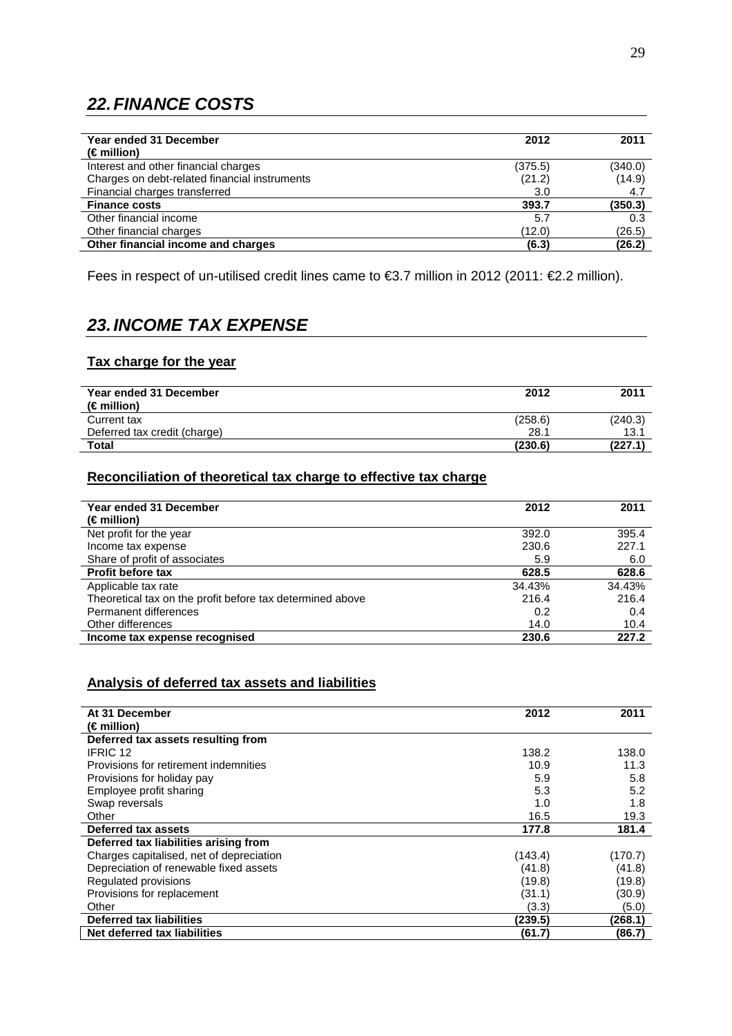## *22. FINANCE COSTS*

| Year ended 31 December<br>(€ million) | 2012 | 2011 |
|---|---|---|
| Interest and other financial charges | (375.5) | (340.0) |
| Charges on debt-related financial instruments | (21.2) | (14.9) |
| Financial charges transferred | 3.0 | 4.7 |
| **Finance costs** | **393.7** | **(350.3)** |
| Other financial income | 5.7 | 0.3 |
| Other financial charges | (12.0) | (26.5) |
| **Other financial income and charges** | **(6.3)** | **(26.2)** |

Fees in respect of un-utilised credit lines came to €3.7 million in 2012 (2011: €2.2 million).

## *23. INCOME TAX EXPENSE*

### Tax charge for the year

| Year ended 31 December<br>(€ million) | 2012 | 2011 |
|---|---|---|
| Current tax | (258.6) | (240.3) |
| Deferred tax credit (charge) | 28.1 | 13.1 |
| **Total** | **(230.6)** | **(227.1)** |

### Reconciliation of theoretical tax charge to effective tax charge

| Year ended 31 December<br>(€ million) | 2012 | 2011 |
|---|---|---|
| Net profit for the year | 392.0 | 395.4 |
| Income tax expense | 230.6 | 227.1 |
| Share of profit of associates | 5.9 | 6.0 |
| **Profit before tax** | **628.5** | **628.6** |
| Applicable tax rate | 34.43% | 34.43% |
| Theoretical tax on the profit before tax determined above | 216.4 | 216.4 |
| Permanent differences | 0.2 | 0.4 |
| Other differences | 14.0 | 10.4 |
| **Income tax expense recognised** | **230.6** | **227.2** |

### Analysis of deferred tax assets and liabilities

| At 31 December<br>(€ million) | 2012 | 2011 |
|---|---|---|
| **Deferred tax assets resulting from** | | |
| IFRIC 12 | 138.2 | 138.0 |
| Provisions for retirement indemnities | 10.9 | 11.3 |
| Provisions for holiday pay | 5.9 | 5.8 |
| Employee profit sharing | 5.3 | 5.2 |
| Swap reversals | 1.0 | 1.8 |
| Other | 16.5 | 19.3 |
| **Deferred tax assets** | **177.8** | **181.4** |
| **Deferred tax liabilities arising from** | | |
| Charges capitalised, net of depreciation | (143.4) | (170.7) |
| Depreciation of renewable fixed assets | (41.8) | (41.8) |
| Regulated provisions | (19.8) | (19.8) |
| Provisions for replacement | (31.1) | (30.9) |
| Other | (3.3) | (5.0) |
| **Deferred tax liabilities** | **(239.5)** | **(268.1)** |
| **Net deferred tax liabilities** | **(61.7)** | **(86.7)** |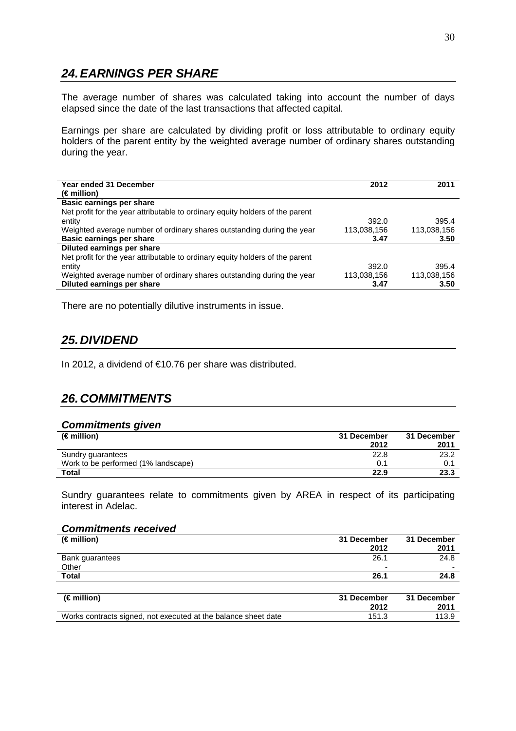## 24. EARNINGS PER SHARE

The average number of shares was calculated taking into account the number of days elapsed since the date of the last transactions that affected capital.

Earnings per share are calculated by dividing profit or loss attributable to ordinary equity holders of the parent entity by the weighted average number of ordinary shares outstanding during the year.

| Year ended 31 December (€ million) | 2012 | 2011 |
|---|---|---|
| **Basic earnings per share** | | |
| Net profit for the year attributable to ordinary equity holders of the parent entity | 392.0 | 395.4 |
| Weighted average number of ordinary shares outstanding during the year | 113,038,156 | 113,038,156 |
| **Basic earnings per share** | **3.47** | **3.50** |
| **Diluted earnings per share** | | |
| Net profit for the year attributable to ordinary equity holders of the parent entity | 392.0 | 395.4 |
| Weighted average number of ordinary shares outstanding during the year | 113,038,156 | 113,038,156 |
| **Diluted earnings per share** | **3.47** | **3.50** |

There are no potentially dilutive instruments in issue.

## 25. DIVIDEND

In 2012, a dividend of €10.76 per share was distributed.

## 26. COMMITMENTS

### Commitments given

| (€ million) | 31 December 2012 | 31 December 2011 |
|---|---|---|
| Sundry guarantees | 22.8 | 23.2 |
| Work to be performed (1% landscape) | 0.1 | 0.1 |
| **Total** | **22.9** | **23.3** |

Sundry guarantees relate to commitments given by AREA in respect of its participating interest in Adelac.

### Commitments received

| (€ million) | 31 December 2012 | 31 December 2011 |
|---|---|---|
| Bank guarantees | 26.1 | 24.8 |
| Other | - | - |
| **Total** | **26.1** | **24.8** |

| (€ million) | 31 December 2012 | 31 December 2011 |
|---|---|---|
| Works contracts signed, not executed at the balance sheet date | 151.3 | 113.9 |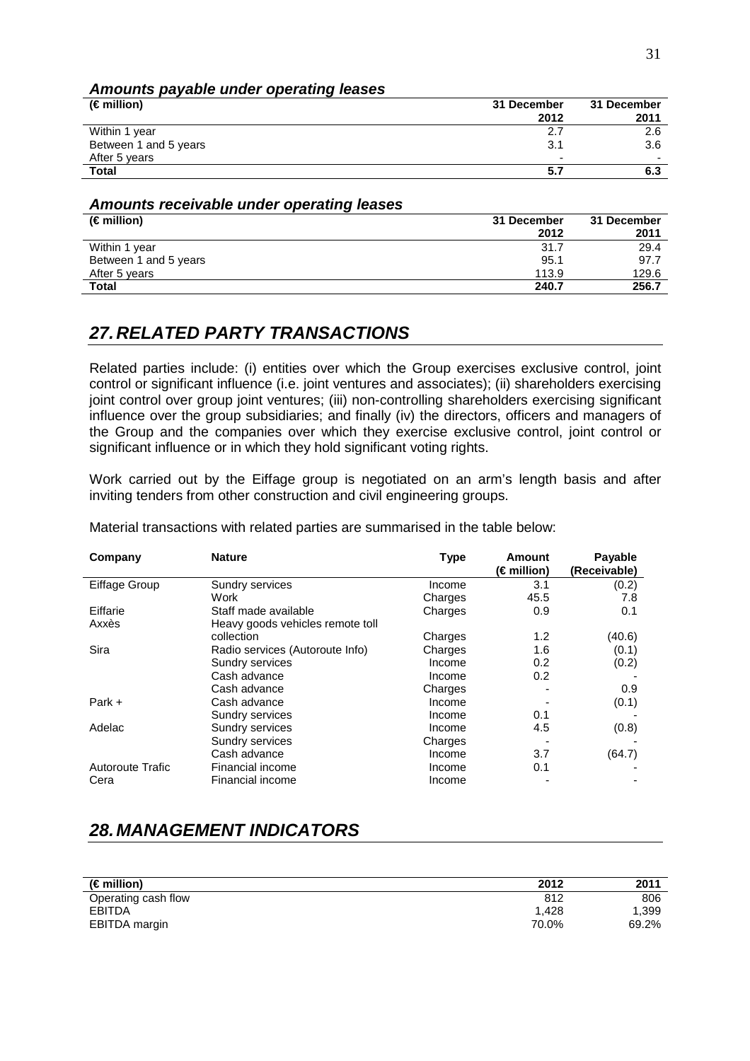### *Amounts payable under operating leases*

| (€ million) | 31 December 2012 | 31 December 2011 |
|---|---|---|
| Within 1 year | 2.7 | 2.6 |
| Between 1 and 5 years | 3.1 | 3.6 |
| After 5 years | - | - |
| **Total** | **5.7** | **6.3** |

### *Amounts receivable under operating leases*

| (€ million) | 31 December 2012 | 31 December 2011 |
|---|---|---|
| Within 1 year | 31.7 | 29.4 |
| Between 1 and 5 years | 95.1 | 97.7 |
| After 5 years | 113.9 | 129.6 |
| **Total** | **240.7** | **256.7** |

## *27. RELATED PARTY TRANSACTIONS*

Related parties include: (i) entities over which the Group exercises exclusive control, joint control or significant influence (i.e. joint ventures and associates); (ii) shareholders exercising joint control over group joint ventures; (iii) non-controlling shareholders exercising significant influence over the group subsidiaries; and finally (iv) the directors, officers and managers of the Group and the companies over which they exercise exclusive control, joint control or significant influence or in which they hold significant voting rights.

Work carried out by the Eiffage group is negotiated on an arm's length basis and after inviting tenders from other construction and civil engineering groups.

Material transactions with related parties are summarised in the table below:

| Company | Nature | Type | Amount (€ million) | Payable (Receivable) |
|---|---|---|---|---|
| Eiffage Group | Sundry services | Income | 3.1 | (0.2) |
| | Work | Charges | 45.5 | 7.8 |
| Eiffarie | Staff made available | Charges | 0.9 | 0.1 |
| Axxès | Heavy goods vehicles remote toll collection | Charges | 1.2 | (40.6) |
| Sira | Radio services (Autoroute Info) | Charges | 1.6 | (0.1) |
| | Sundry services | Income | 0.2 | (0.2) |
| | Cash advance | Income | 0.2 | - |
| | Cash advance | Charges | - | 0.9 |
| Park + | Cash advance | Income | - | (0.1) |
| | Sundry services | Income | 0.1 | - |
| Adelac | Sundry services | Income | 4.5 | (0.8) |
| | Sundry services | Charges | - | - |
| | Cash advance | Income | 3.7 | (64.7) |
| Autoroute Trafic | Financial income | Income | 0.1 | - |
| Cera | Financial income | Income | - | - |

## *28. MANAGEMENT INDICATORS*

| (€ million) | 2012 | 2011 |
|---|---|---|
| Operating cash flow | 812 | 806 |
| EBITDA | 1,428 | 1,399 |
| EBITDA margin | 70.0% | 69.2% |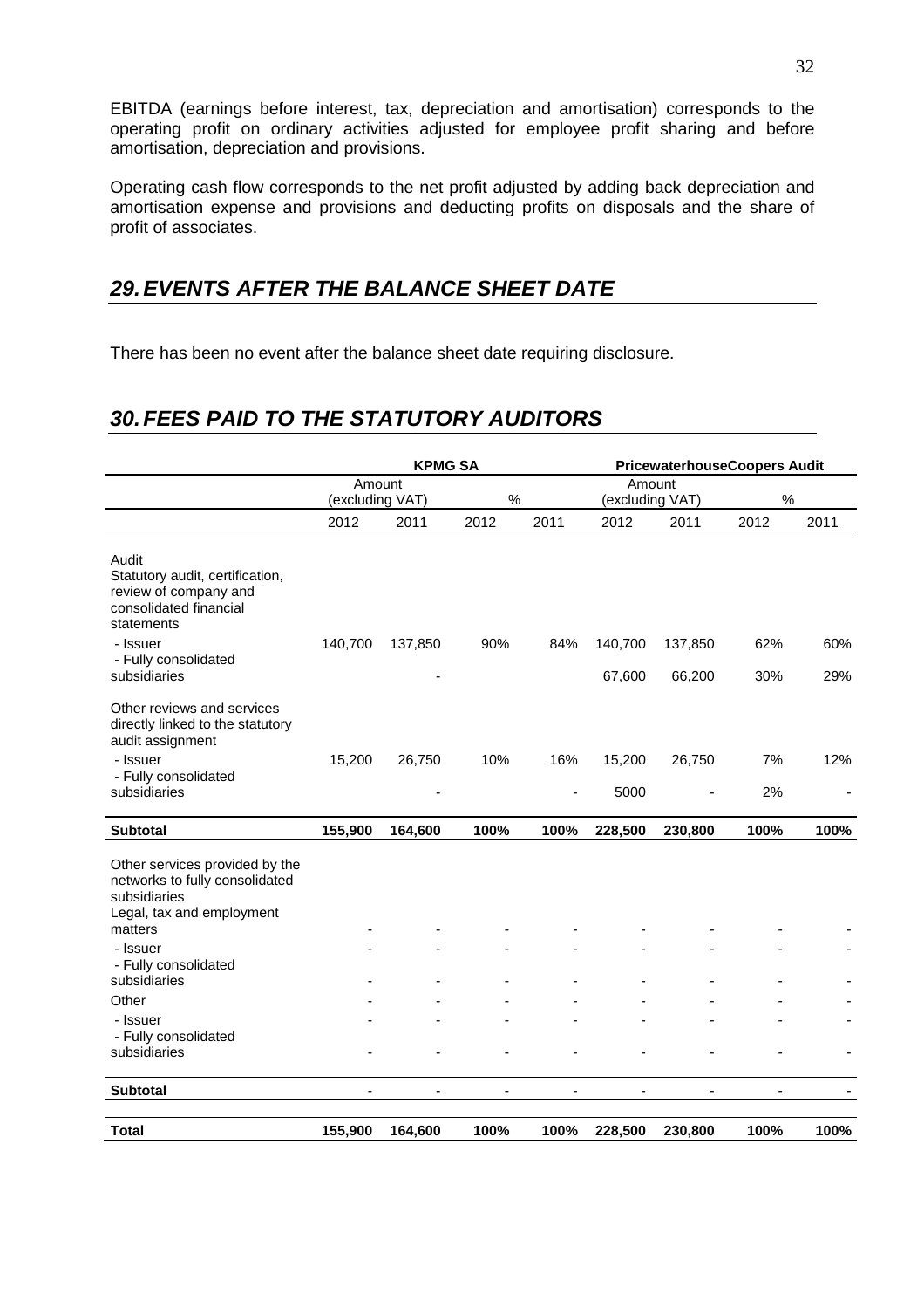EBITDA (earnings before interest, tax, depreciation and amortisation) corresponds to the operating profit on ordinary activities adjusted for employee profit sharing and before amortisation, depreciation and provisions.

Operating cash flow corresponds to the net profit adjusted by adding back depreciation and amortisation expense and provisions and deducting profits on disposals and the share of profit of associates.

## *29. EVENTS AFTER THE BALANCE SHEET DATE*

There has been no event after the balance sheet date requiring disclosure.

## *30. FEES PAID TO THE STATUTORY AUDITORS*

| | **KPMG SA** | | | | **PricewaterhouseCoopers Audit** | | | |
|---|---|---|---|---|---|---|---|---|
| | Amount (excluding VAT) | | % | | Amount (excluding VAT) | | % | |
| | 2012 | 2011 | 2012 | 2011 | 2012 | 2011 | 2012 | 2011 |
| Audit<br>Statutory audit, certification, review of company and consolidated financial statements | | | | | | | | |
| - Issuer | 140,700 | 137,850 | 90% | 84% | 140,700 | 137,850 | 62% | 60% |
| - Fully consolidated subsidiaries | | - | | | 67,600 | 66,200 | 30% | 29% |
| Other reviews and services directly linked to the statutory audit assignment | | | | | | | | |
| - Issuer | 15,200 | 26,750 | 10% | 16% | 15,200 | 26,750 | 7% | 12% |
| - Fully consolidated subsidiaries | | - | | - | 5000 | - | 2% | - |
| **Subtotal** | **155,900** | **164,600** | **100%** | **100%** | **228,500** | **230,800** | **100%** | **100%** |
| Other services provided by the networks to fully consolidated subsidiaries<br>Legal, tax and employment matters | - | - | - | - | - | - | - | - |
| - Issuer | - | - | - | - | - | - | - | - |
| - Fully consolidated subsidiaries | - | - | - | - | - | - | - | - |
| Other | - | - | - | - | - | - | - | - |
| - Issuer | - | - | - | - | - | - | - | - |
| - Fully consolidated subsidiaries | - | - | - | - | - | - | - | - |
| **Subtotal** | - | - | - | - | - | - | - | - |
| **Total** | **155,900** | **164,600** | **100%** | **100%** | **228,500** | **230,800** | **100%** | **100%** |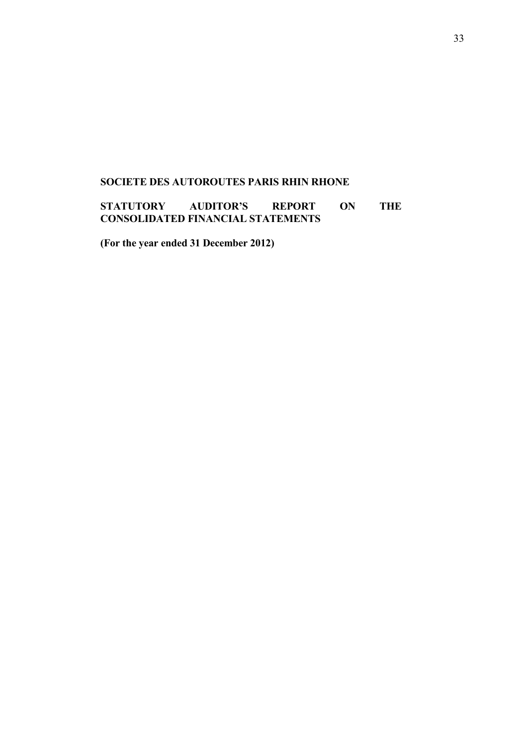**SOCIETE DES AUTOROUTES PARIS RHIN RHONE**

**STATUTORY AUDITOR'S REPORT ON THE CONSOLIDATED FINANCIAL STATEMENTS**

**(For the year ended 31 December 2012)**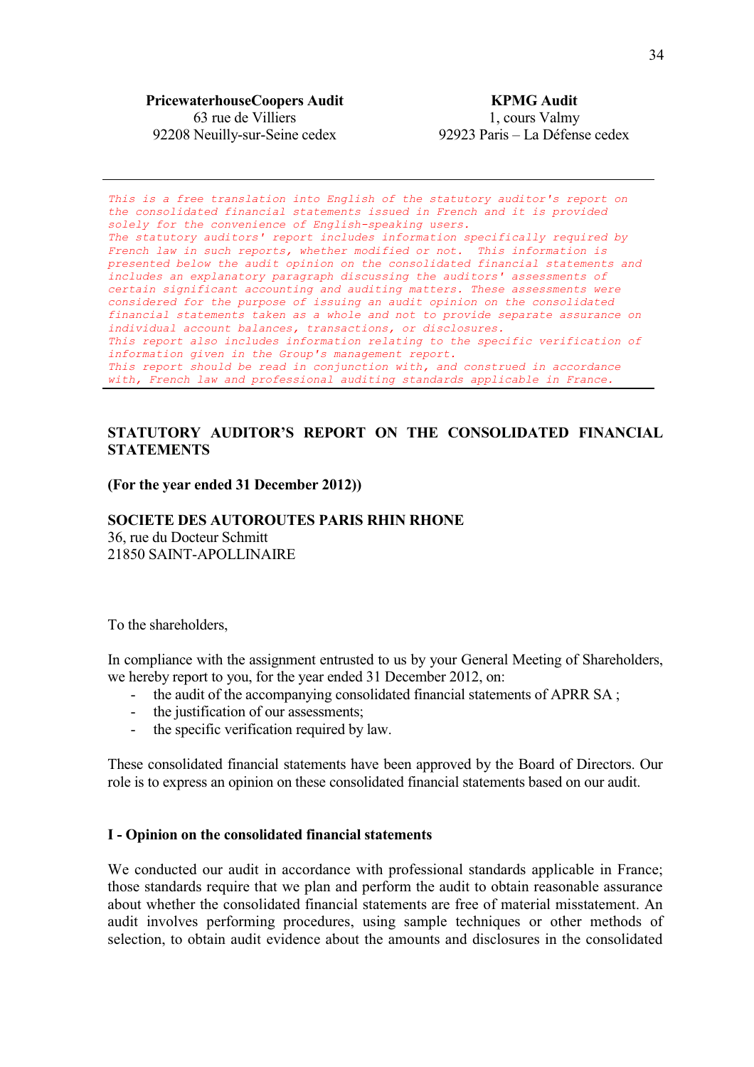**PricewaterhouseCoopers Audit**
63 rue de Villiers
92208 Neuilly-sur-Seine cedex

**KPMG Audit**
1, cours Valmy
92923 Paris – La Défense cedex

---

*This is a free translation into English of the statutory auditor's report on the consolidated financial statements issued in French and it is provided solely for the convenience of English-speaking users.*
*The statutory auditors' report includes information specifically required by French law in such reports, whether modified or not. This information is presented below the audit opinion on the consolidated financial statements and includes an explanatory paragraph discussing the auditors' assessments of certain significant accounting and auditing matters. These assessments were considered for the purpose of issuing an audit opinion on the consolidated financial statements taken as a whole and not to provide separate assurance on individual account balances, transactions, or disclosures.*
*This report also includes information relating to the specific verification of information given in the Group's management report.*
*This report should be read in conjunction with, and construed in accordance with, French law and professional auditing standards applicable in France.*

---

## STATUTORY AUDITOR'S REPORT ON THE CONSOLIDATED FINANCIAL STATEMENTS

**(For the year ended 31 December 2012))**

**SOCIETE DES AUTOROUTES PARIS RHIN RHONE**
36, rue du Docteur Schmitt
21850 SAINT-APOLLINAIRE

To the shareholders,

In compliance with the assignment entrusted to us by your General Meeting of Shareholders, we hereby report to you, for the year ended 31 December 2012, on:

- the audit of the accompanying consolidated financial statements of APRR SA ;
- the justification of our assessments;
- the specific verification required by law.

These consolidated financial statements have been approved by the Board of Directors. Our role is to express an opinion on these consolidated financial statements based on our audit.

### I - Opinion on the consolidated financial statements

We conducted our audit in accordance with professional standards applicable in France; those standards require that we plan and perform the audit to obtain reasonable assurance about whether the consolidated financial statements are free of material misstatement. An audit involves performing procedures, using sample techniques or other methods of selection, to obtain audit evidence about the amounts and disclosures in the consolidated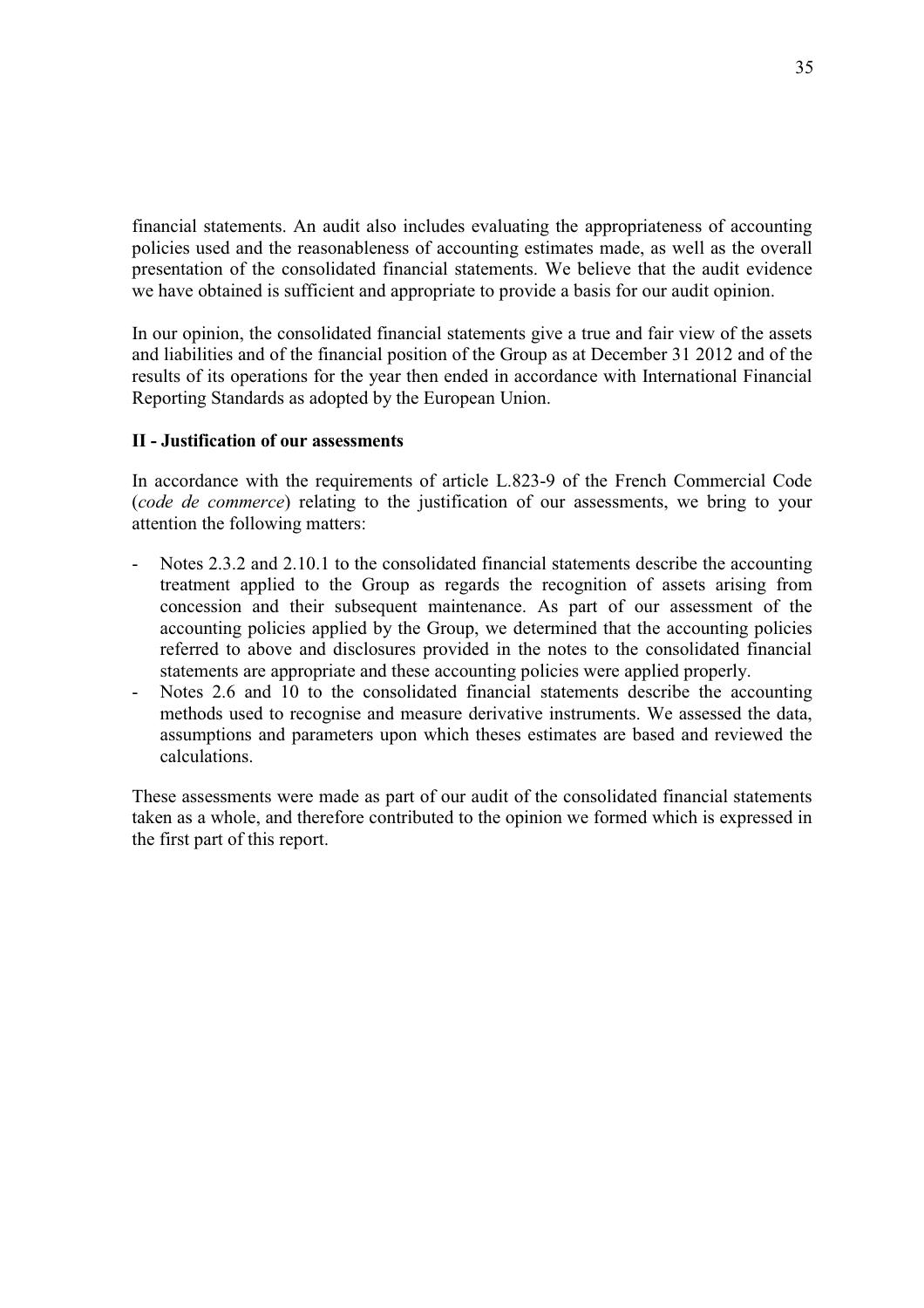financial statements. An audit also includes evaluating the appropriateness of accounting policies used and the reasonableness of accounting estimates made, as well as the overall presentation of the consolidated financial statements. We believe that the audit evidence we have obtained is sufficient and appropriate to provide a basis for our audit opinion.

In our opinion, the consolidated financial statements give a true and fair view of the assets and liabilities and of the financial position of the Group as at December 31 2012 and of the results of its operations for the year then ended in accordance with International Financial Reporting Standards as adopted by the European Union.

**II - Justification of our assessments**

In accordance with the requirements of article L.823-9 of the French Commercial Code (*code de commerce*) relating to the justification of our assessments, we bring to your attention the following matters:

- Notes 2.3.2 and 2.10.1 to the consolidated financial statements describe the accounting treatment applied to the Group as regards the recognition of assets arising from concession and their subsequent maintenance. As part of our assessment of the accounting policies applied by the Group, we determined that the accounting policies referred to above and disclosures provided in the notes to the consolidated financial statements are appropriate and these accounting policies were applied properly.
- Notes 2.6 and 10 to the consolidated financial statements describe the accounting methods used to recognise and measure derivative instruments. We assessed the data, assumptions and parameters upon which theses estimates are based and reviewed the calculations.

These assessments were made as part of our audit of the consolidated financial statements taken as a whole, and therefore contributed to the opinion we formed which is expressed in the first part of this report.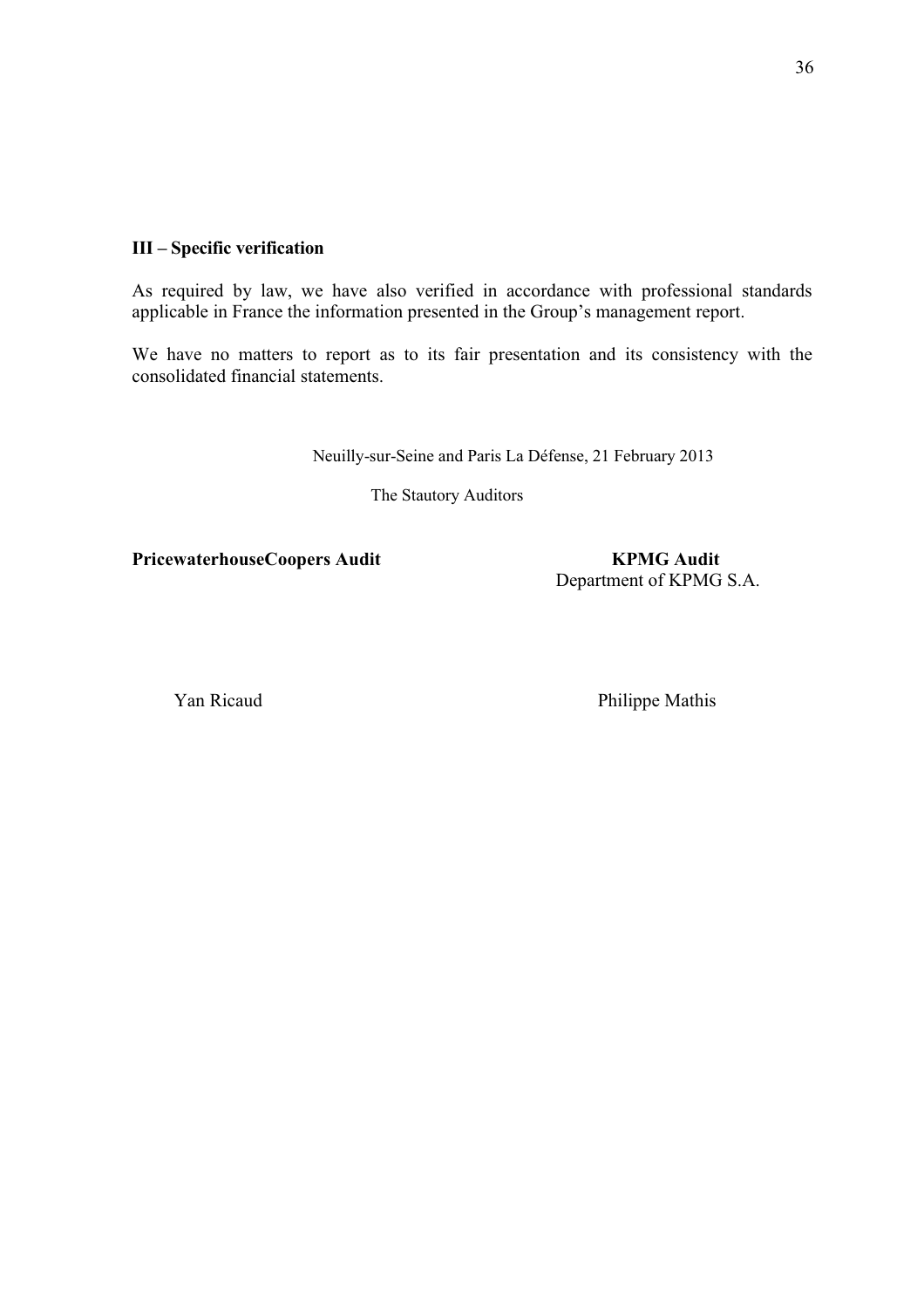**III – Specific verification**

As required by law, we have also verified in accordance with professional standards applicable in France the information presented in the Group's management report.

We have no matters to report as to its fair presentation and its consistency with the consolidated financial statements.

Neuilly-sur-Seine and Paris La Défense, 21 February 2013

The Stautory Auditors

| | |
|---|---|
| **PricewaterhouseCoopers Audit** | **KPMG Audit**<br>Department of KPMG S.A. |
| Yan Ricaud | Philippe Mathis |